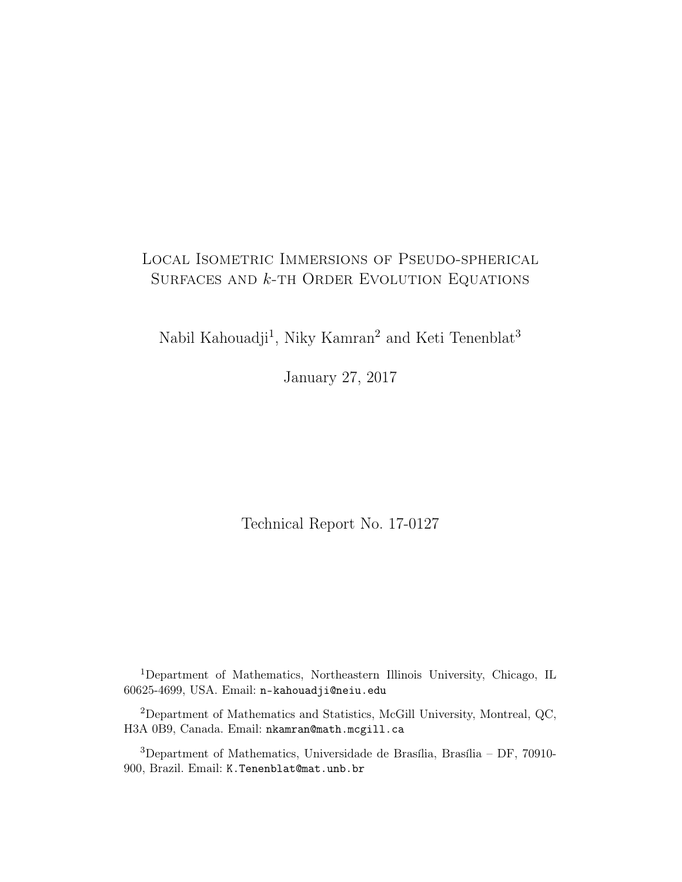# Local Isometric Immersions of Pseudo-spherical Surfaces and $k$-th Order Evolution Equations

Nabil Kahouadji[1], Niky Kamran[2] and Keti Tenenblat[3]

January 27, 2017

Technical Report No. 17-0127

[1]Department of Mathematics, Northeastern Illinois University, Chicago, IL 60625-4699, USA. Email: n-kahouadji@neiu.edu

[2]Department of Mathematics and Statistics, McGill University, Montreal, QC, H3A 0B9, Canada. Email: nkamran@math.mcgill.ca

[3]Department of Mathematics, Universidade de Brasília, Brasília – DF, 70910-900, Brazil. Email: K.Tenenblat@mat.unb.br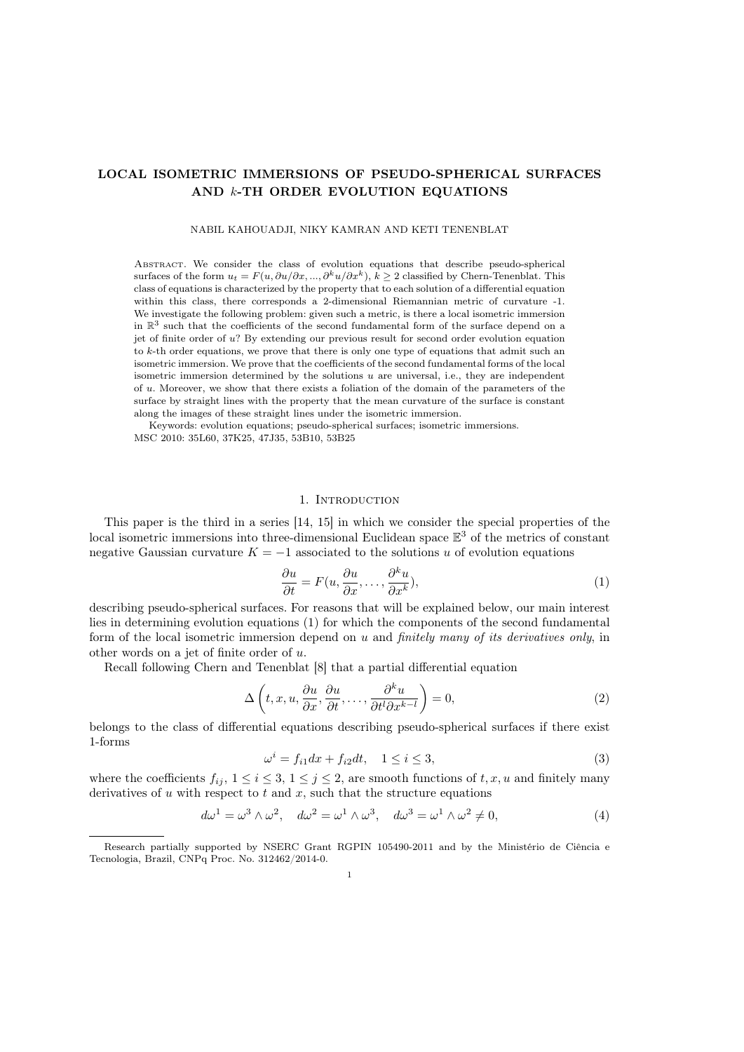# LOCAL ISOMETRIC IMMERSIONS OF PSEUDO-SPHERICAL SURFACES AND $k$-TH ORDER EVOLUTION EQUATIONS

NABIL KAHOUADJI, NIKY KAMRAN AND KETI TENENBLAT

Abstract. We consider the class of evolution equations that describe pseudo-spherical surfaces of the form $u_t = F(u, \partial u/\partial x, ..., \partial^k u/\partial x^k)$, $k \geq 2$ classified by Chern-Tenenblat. This class of equations is characterized by the property that to each solution of a differential equation within this class, there corresponds a 2-dimensional Riemannian metric of curvature -1. We investigate the following problem: given such a metric, is there a local isometric immersion in $\mathbb{R}^3$ such that the coefficients of the second fundamental form of the surface depend on a jet of finite order of $u$? By extending our previous result for second order evolution equation to $k$-th order equations, we prove that there is only one type of equations that admit such an isometric immersion. We prove that the coefficients of the second fundamental forms of the local isometric immersion determined by the solutions $u$ are universal, i.e., they are independent of $u$. Moreover, we show that there exists a foliation of the domain of the parameters of the surface by straight lines with the property that the mean curvature of the surface is constant along the images of these straight lines under the isometric immersion.

Keywords: evolution equations; pseudo-spherical surfaces; isometric immersions.
MSC 2010: 35L60, 37K25, 47J35, 53B10, 53B25

## 1. Introduction

This paper is the third in a series [14, 15] in which we consider the special properties of the local isometric immersions into three-dimensional Euclidean space $\mathbb{E}^3$ of the metrics of constant negative Gaussian curvature $K = -1$ associated to the solutions $u$ of evolution equations

$$\frac{\partial u}{\partial t} = F(u, \frac{\partial u}{\partial x}, \ldots, \frac{\partial^k u}{\partial x^k}), \tag{1}$$

describing pseudo-spherical surfaces. For reasons that will be explained below, our main interest lies in determining evolution equations (1) for which the components of the second fundamental form of the local isometric immersion depend on $u$ and *finitely many of its derivatives only*, in other words on a jet of finite order of $u$.

Recall following Chern and Tenenblat [8] that a partial differential equation

$$\Delta\left(t, x, u, \frac{\partial u}{\partial x}, \frac{\partial u}{\partial t}, \ldots, \frac{\partial^k u}{\partial t^l \partial x^{k-l}}\right) = 0, \tag{2}$$

belongs to the class of differential equations describing pseudo-spherical surfaces if there exist 1-forms

$$\omega^i = f_{i1}dx + f_{i2}dt, \quad 1 \leq i \leq 3, \tag{3}$$

where the coefficients $f_{ij}$, $1 \leq i \leq 3$, $1 \leq j \leq 2$, are smooth functions of $t, x, u$ and finitely many derivatives of $u$ with respect to $t$ and $x$, such that the structure equations

$$d\omega^1 = \omega^3 \wedge \omega^2, \quad d\omega^2 = \omega^1 \wedge \omega^3, \quad d\omega^3 = \omega^1 \wedge \omega^2 \neq 0, \tag{4}$$

Research partially supported by NSERC Grant RGPIN 105490-2011 and by the Ministério de Ciência e Tecnologia, Brazil, CNPq Proc. No. 312462/2014-0.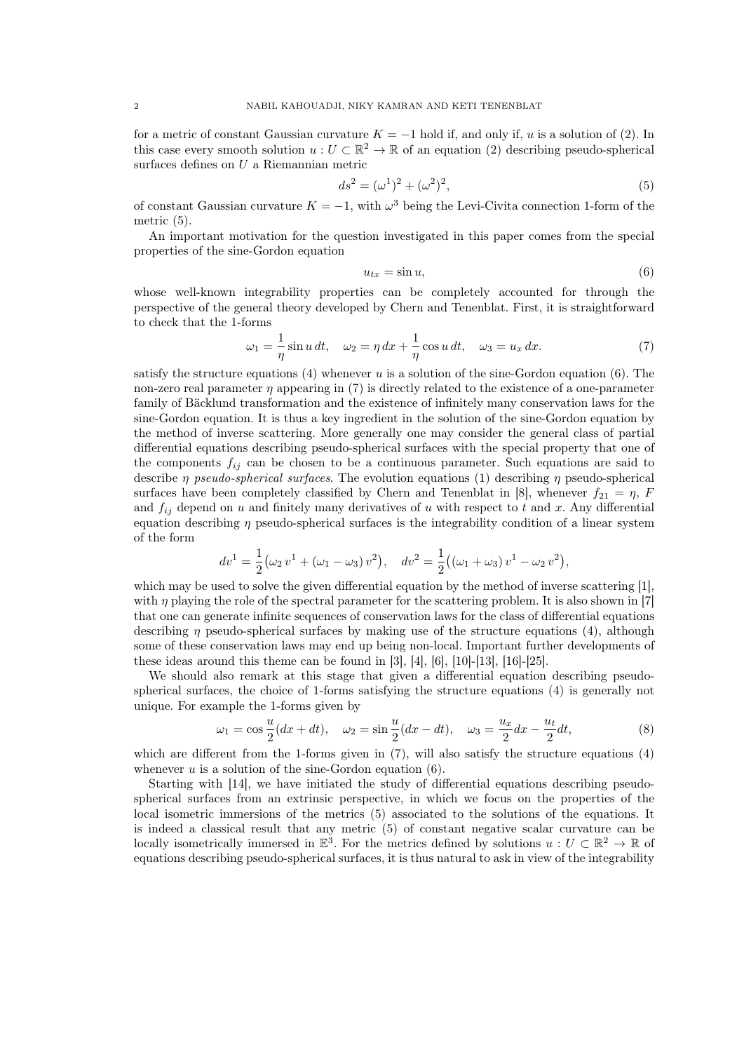for a metric of constant Gaussian curvature $K = -1$ hold if, and only if, $u$ is a solution of (2). In this case every smooth solution $u : U \subset \mathbb{R}^2 \to \mathbb{R}$ of an equation (2) describing pseudo-spherical surfaces defines on $U$ a Riemannian metric

$$ds^2 = (\omega^1)^2 + (\omega^2)^2, \tag{5}$$

of constant Gaussian curvature $K = -1$, with $\omega^3$ being the Levi-Civita connection 1-form of the metric (5).

An important motivation for the question investigated in this paper comes from the special properties of the sine-Gordon equation

$$u_{tx} = \sin u, \tag{6}$$

whose well-known integrability properties can be completely accounted for through the perspective of the general theory developed by Chern and Tenenblat. First, it is straightforward to check that the 1-forms

$$\omega_1 = \frac{1}{\eta} \sin u \, dt, \quad \omega_2 = \eta \, dx + \frac{1}{\eta} \cos u \, dt, \quad \omega_3 = u_x \, dx. \tag{7}$$

satisfy the structure equations (4) whenever $u$ is a solution of the sine-Gordon equation (6). The non-zero real parameter $\eta$ appearing in (7) is directly related to the existence of a one-parameter family of Bäcklund transformation and the existence of infinitely many conservation laws for the sine-Gordon equation. It is thus a key ingredient in the solution of the sine-Gordon equation by the method of inverse scattering. More generally one may consider the general class of partial differential equations describing pseudo-spherical surfaces with the special property that one of the components $f_{ij}$ can be chosen to be a continuous parameter. Such equations are said to describe *$\eta$ pseudo-spherical surfaces*. The evolution equations (1) describing $\eta$ pseudo-spherical surfaces have been completely classified by Chern and Tenenblat in [8], whenever $f_{21} = \eta$, $F$ and $f_{ij}$ depend on $u$ and finitely many derivatives of $u$ with respect to $t$ and $x$. Any differential equation describing $\eta$ pseudo-spherical surfaces is the integrability condition of a linear system of the form

$$dv^1 = \frac{1}{2}\big(\omega_2 \, v^1 + (\omega_1 - \omega_3) \, v^2\big), \quad dv^2 = \frac{1}{2}\big((\omega_1 + \omega_3) \, v^1 - \omega_2 \, v^2\big),$$

which may be used to solve the given differential equation by the method of inverse scattering [1], with $\eta$ playing the role of the spectral parameter for the scattering problem. It is also shown in [7] that one can generate infinite sequences of conservation laws for the class of differential equations describing $\eta$ pseudo-spherical surfaces by making use of the structure equations (4), although some of these conservation laws may end up being non-local. Important further developments of these ideas around this theme can be found in [3], [4], [6], [10]-[13], [16]-[25].

We should also remark at this stage that given a differential equation describing pseudo-spherical surfaces, the choice of 1-forms satisfying the structure equations (4) is generally not unique. For example the 1-forms given by

$$\omega_1 = \cos \frac{u}{2}(dx + dt), \quad \omega_2 = \sin \frac{u}{2}(dx - dt), \quad \omega_3 = \frac{u_x}{2} dx - \frac{u_t}{2} dt, \tag{8}$$

which are different from the 1-forms given in (7), will also satisfy the structure equations (4) whenever $u$ is a solution of the sine-Gordon equation (6).

Starting with [14], we have initiated the study of differential equations describing pseudo-spherical surfaces from an extrinsic perspective, in which we focus on the properties of the local isometric immersions of the metrics (5) associated to the solutions of the equations. It is indeed a classical result that any metric (5) of constant negative scalar curvature can be locally isometrically immersed in $\mathbb{E}^3$. For the metrics defined by solutions $u : U \subset \mathbb{R}^2 \to \mathbb{R}$ of equations describing pseudo-spherical surfaces, it is thus natural to ask in view of the integrability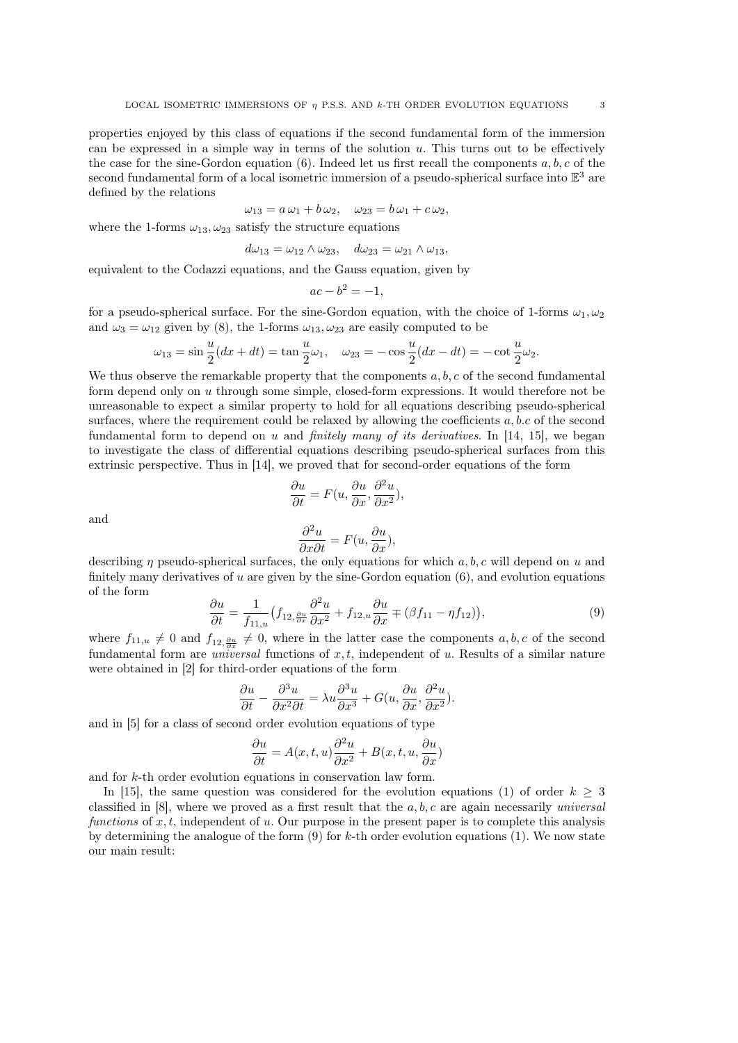properties enjoyed by this class of equations if the second fundamental form of the immersion can be expressed in a simple way in terms of the solution $u$. This turns out to be effectively the case for the sine-Gordon equation (6). Indeed let us first recall the components $a, b, c$ of the second fundamental form of a local isometric immersion of a pseudo-spherical surface into $\mathbb{E}^3$ are defined by the relations

$$\omega_{13} = a\,\omega_1 + b\,\omega_2, \quad \omega_{23} = b\,\omega_1 + c\,\omega_2,$$

where the 1-forms $\omega_{13}, \omega_{23}$ satisfy the structure equations

$$d\omega_{13} = \omega_{12} \wedge \omega_{23}, \quad d\omega_{23} = \omega_{21} \wedge \omega_{13},$$

equivalent to the Codazzi equations, and the Gauss equation, given by

$$ac - b^2 = -1,$$

for a pseudo-spherical surface. For the sine-Gordon equation, with the choice of 1-forms $\omega_1, \omega_2$ and $\omega_3 = \omega_{12}$ given by (8), the 1-forms $\omega_{13}, \omega_{23}$ are easily computed to be

$$\omega_{13} = \sin\frac{u}{2}(dx + dt) = \tan\frac{u}{2}\omega_1, \quad \omega_{23} = -\cos\frac{u}{2}(dx - dt) = -\cot\frac{u}{2}\omega_2.$$

We thus observe the remarkable property that the components $a, b, c$ of the second fundamental form depend only on $u$ through some simple, closed-form expressions. It would therefore not be unreasonable to expect a similar property to hold for all equations describing pseudo-spherical surfaces, where the requirement could be relaxed by allowing the coefficients $a, b.c$ of the second fundamental form to depend on $u$ and *finitely many of its derivatives*. In [14, 15], we began to investigate the class of differential equations describing pseudo-spherical surfaces from this extrinsic perspective. Thus in [14], we proved that for second-order equations of the form

$$\frac{\partial u}{\partial t} = F(u, \frac{\partial u}{\partial x}, \frac{\partial^2 u}{\partial x^2}),$$

and

$$\frac{\partial^2 u}{\partial x \partial t} = F(u, \frac{\partial u}{\partial x}),$$

describing $\eta$ pseudo-spherical surfaces, the only equations for which $a, b, c$ will depend on $u$ and finitely many derivatives of $u$ are given by the sine-Gordon equation (6), and evolution equations of the form

$$\frac{\partial u}{\partial t} = \frac{1}{f_{11,u}}\big(f_{12,\frac{\partial u}{\partial x}}\frac{\partial^2 u}{\partial x^2} + f_{12,u}\frac{\partial u}{\partial x} \mp (\beta f_{11} - \eta f_{12})\big), \tag{9}$$

where $f_{11,u} \neq 0$ and $f_{12,\frac{\partial u}{\partial x}} \neq 0$, where in the latter case the components $a, b, c$ of the second fundamental form are *universal* functions of $x, t$, independent of $u$. Results of a similar nature were obtained in [2] for third-order equations of the form

$$\frac{\partial u}{\partial t} - \frac{\partial^3 u}{\partial x^2 \partial t} = \lambda u \frac{\partial^3 u}{\partial x^3} + G(u, \frac{\partial u}{\partial x}, \frac{\partial^2 u}{\partial x^2}).$$

and in [5] for a class of second order evolution equations of type

$$\frac{\partial u}{\partial t} = A(x, t, u)\frac{\partial^2 u}{\partial x^2} + B(x, t, u, \frac{\partial u}{\partial x})$$

and for $k$-th order evolution equations in conservation law form.

In [15], the same question was considered for the evolution equations (1) of order $k \geq 3$ classified in [8], where we proved as a first result that the $a, b, c$ are again necessarily *universal functions* of $x, t$, independent of $u$. Our purpose in the present paper is to complete this analysis by determining the analogue of the form (9) for $k$-th order evolution equations (1). We now state our main result: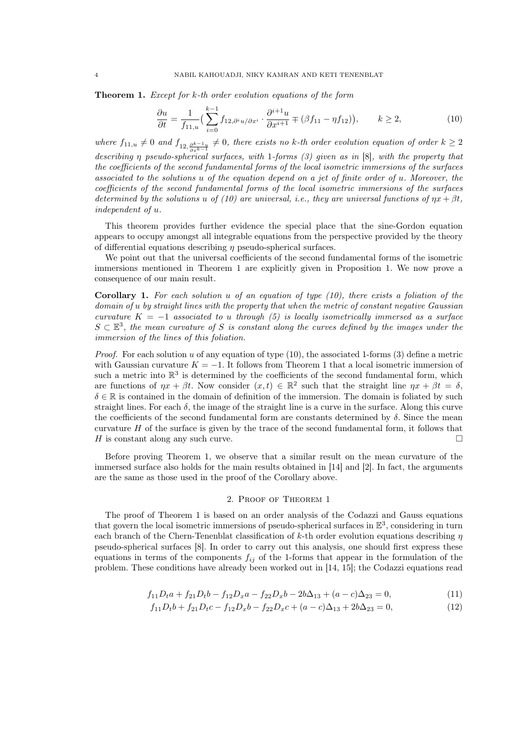**Theorem 1.** *Except for k-th order evolution equations of the form*

$$\frac{\partial u}{\partial t} = \frac{1}{f_{11,u}}\Big(\sum_{i=0}^{k-1} f_{12,\partial^i u/\partial x^i}\cdot\frac{\partial^{i+1}u}{\partial x^{i+1}} \mp (\beta f_{11} - \eta f_{12})\Big), \qquad k\geq 2, \tag{10}$$

*where $f_{11,u}\neq 0$ and $f_{12,\frac{\partial^{k-1}u}{\partial x^{k-1}}}\neq 0$, there exists no k-th order evolution equation of order $k\geq 2$ describing $\eta$ pseudo-spherical surfaces, with 1-forms (3) given as in [8], with the property that the coefficients of the second fundamental forms of the local isometric immersions of the surfaces associated to the solutions u of the equation depend on a jet of finite order of u. Moreover, the coefficients of the second fundamental forms of the local isometric immersions of the surfaces determined by the solutions u of (10) are universal, i.e., they are universal functions of $\eta x+\beta t$, independent of u.*

This theorem provides further evidence the special place that the sine-Gordon equation appears to occupy amongst all integrable equations from the perspective provided by the theory of differential equations describing $\eta$ pseudo-spherical surfaces.

We point out that the universal coefficients of the second fundamental forms of the isometric immersions mentioned in Theorem 1 are explicitly given in Proposition 1. We now prove a consequence of our main result.

**Corollary 1.** *For each solution u of an equation of type (10), there exists a foliation of the domain of u by straight lines with the property that when the metric of constant negative Gaussian curvature $K=-1$ associated to u through (5) is locally isometrically immersed as a surface $S\subset\mathbb{E}^3$, the mean curvature of S is constant along the curves defined by the images under the immersion of the lines of this foliation.*

*Proof.* For each solution $u$ of any equation of type (10), the associated 1-forms (3) define a metric with Gaussian curvature $K=-1$. It follows from Theorem 1 that a local isometric immersion of such a metric into $\mathbb{R}^3$ is determined by the coefficients of the second fundamental form, which are functions of $\eta x+\beta t$. Now consider $(x,t)\in\mathbb{R}^2$ such that the straight line $\eta x+\beta t=\delta$, $\delta\in\mathbb{R}$ is contained in the domain of definition of the immersion. The domain is foliated by such straight lines. For each $\delta$, the image of the straight line is a curve in the surface. Along this curve the coefficients of the second fundamental form are constants determined by $\delta$. Since the mean curvature $H$ of the surface is given by the trace of the second fundamental form, it follows that $H$ is constant along any such curve. □

Before proving Theorem 1, we observe that a similar result on the mean curvature of the immersed surface also holds for the main results obtained in [14] and [2]. In fact, the arguments are the same as those used in the proof of the Corollary above.

## 2. Proof of Theorem 1

The proof of Theorem 1 is based on an order analysis of the Codazzi and Gauss equations that govern the local isometric immersions of pseudo-spherical surfaces in $\mathbb{E}^3$, considering in turn each branch of the Chern-Tenenblat classification of $k$-th order evolution equations describing $\eta$ pseudo-spherical surfaces [8]. In order to carry out this analysis, one should first express these equations in terms of the components $f_{ij}$ of the 1-forms that appear in the formulation of the problem. These conditions have already been worked out in [14, 15]; the Codazzi equations read

$$f_{11}D_t a + f_{21}D_t b - f_{12}D_x a - f_{22}D_x b - 2b\Delta_{13} + (a-c)\Delta_{23} = 0, \tag{11}$$

$$f_{11}D_t b + f_{21}D_t c - f_{12}D_x b - f_{22}D_x c + (a-c)\Delta_{13} + 2b\Delta_{23} = 0, \tag{12}$$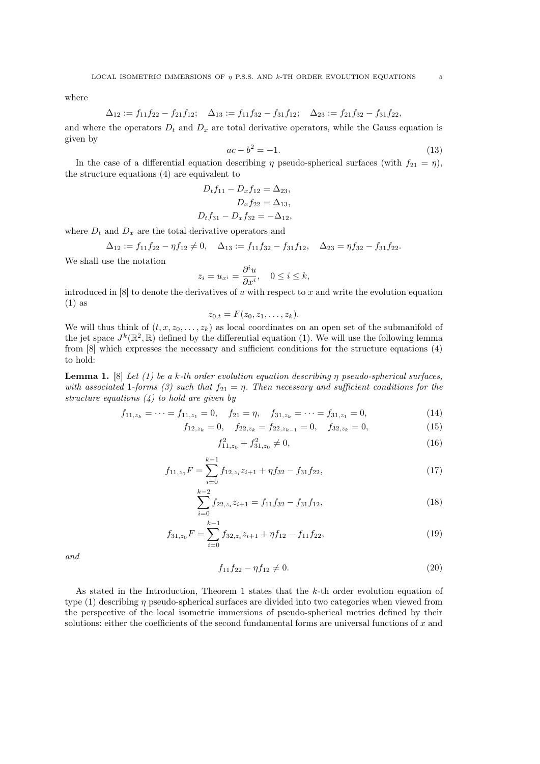where

$$\Delta_{12} := f_{11}f_{22} - f_{21}f_{12}; \quad \Delta_{13} := f_{11}f_{32} - f_{31}f_{12}; \quad \Delta_{23} := f_{21}f_{32} - f_{31}f_{22},$$

and where the operators $D_t$ and $D_x$ are total derivative operators, while the Gauss equation is given by

$$ac - b^2 = -1. \tag{13}$$

In the case of a differential equation describing $\eta$ pseudo-spherical surfaces (with $f_{21} = \eta$), the structure equations (4) are equivalent to

$$\begin{aligned} D_t f_{11} - D_x f_{12} &= \Delta_{23}, \\ D_x f_{22} &= \Delta_{13}, \\ D_t f_{31} - D_x f_{32} &= -\Delta_{12}, \end{aligned}$$

where $D_t$ and $D_x$ are the total derivative operators and

$$\Delta_{12} := f_{11}f_{22} - \eta f_{12} \neq 0, \quad \Delta_{13} := f_{11}f_{32} - f_{31}f_{12}, \quad \Delta_{23} = \eta f_{32} - f_{31}f_{22}.$$

We shall use the notation

$$z_i = u_{x^i} = \frac{\partial^i u}{\partial x^i}, \quad 0 \leq i \leq k,$$

introduced in [8] to denote the derivatives of $u$ with respect to $x$ and write the evolution equation (1) as

$$z_{0,t} = F(z_0, z_1, \ldots, z_k).$$

We will thus think of $(t, x, z_0, \ldots, z_k)$ as local coordinates on an open set of the submanifold of the jet space $J^k(\mathbb{R}^2, \mathbb{R})$ defined by the differential equation (1). We will use the following lemma from [8] which expresses the necessary and sufficient conditions for the structure equations (4) to hold:

**Lemma 1.** [8] *Let (1) be a k-th order evolution equation describing $\eta$ pseudo-spherical surfaces, with associated 1-forms (3) such that $f_{21} = \eta$. Then necessary and sufficient conditions for the structure equations (4) to hold are given by*

$$f_{11,z_k} = \cdots = f_{11,z_1} = 0, \quad f_{21} = \eta, \quad f_{31,z_k} = \cdots = f_{31,z_1} = 0, \tag{14}$$

$$f_{12,z_k} = 0, \quad f_{22,z_k} = f_{22,z_{k-1}} = 0, \quad f_{32,z_k} = 0, \tag{15}$$

$$f_{11,z_0}^2 + f_{31,z_0}^2 \neq 0, \tag{16}$$

$$f_{11,z_0}F = \sum_{i=0}^{k-1} f_{12,z_i}z_{i+1} + \eta f_{32} - f_{31}f_{22}, \tag{17}$$

$$\sum_{i=0}^{k-2} f_{22,z_i}z_{i+1} = f_{11}f_{32} - f_{31}f_{12}, \tag{18}$$

$$f_{31,z_0}F = \sum_{i=0}^{k-1} f_{32,z_i}z_{i+1} + \eta f_{12} - f_{11}f_{22}, \tag{19}$$

*and*

$$f_{11}f_{22} - \eta f_{12} \neq 0. \tag{20}$$

As stated in the Introduction, Theorem 1 states that the $k$-th order evolution equation of type (1) describing $\eta$ pseudo-spherical surfaces are divided into two categories when viewed from the perspective of the local isometric immersions of pseudo-spherical metrics defined by their solutions: either the coefficients of the second fundamental forms are universal functions of $x$ and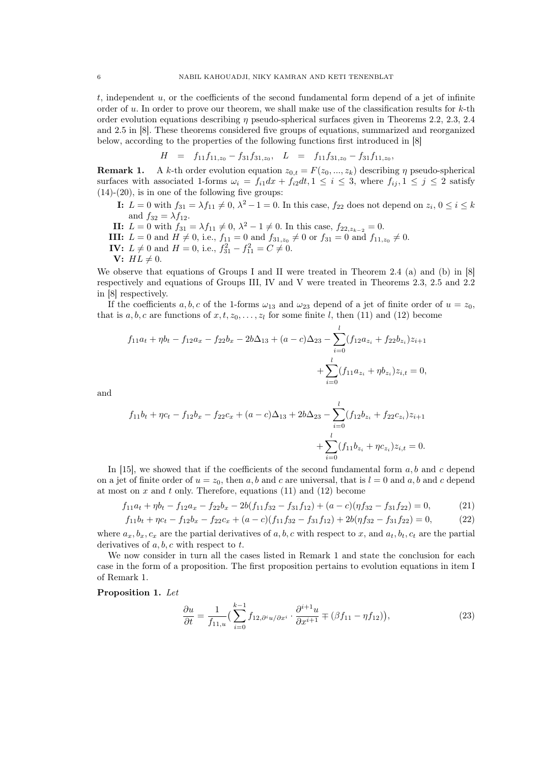$t$, independent $u$, or the coefficients of the second fundamental form depend of a jet of infinite order of $u$. In order to prove our theorem, we shall make use of the classification results for $k$-th order evolution equations describing $\eta$ pseudo-spherical surfaces given in Theorems 2.2, 2.3, 2.4 and 2.5 in [8]. These theorems considered five groups of equations, summarized and reorganized below, according to the properties of the following functions first introduced in [8]

$$H = f_{11}f_{11,z_0} - f_{31}f_{31,z_0}, \quad L = f_{11}f_{31,z_0} - f_{31}f_{11,z_0},$$

**Remark 1.** A $k$-th order evolution equation $z_{0,t} = F(z_0, ..., z_k)$ describing $\eta$ pseudo-spherical surfaces with associated 1-forms $\omega_i = f_{i1}dx + f_{i2}dt, 1 \leq i \leq 3$, where $f_{ij}, 1 \leq j \leq 2$ satisfy (14)-(20), is in one of the following five groups:

- **I:** $L = 0$ with $f_{31} = \lambda f_{11} \neq 0$, $\lambda^2 - 1 = 0$. In this case, $f_{22}$ does not depend on $z_i$, $0 \leq i \leq k$ and $f_{32} = \lambda f_{12}$.
- **II:** $L = 0$ with $f_{31} = \lambda f_{11} \neq 0$, $\lambda^2 - 1 \neq 0$. In this case, $f_{22,z_{k-2}} = 0$.
- **III:** $L = 0$ and $H \neq 0$, i.e., $f_{11} = 0$ and $f_{31,z_0} \neq 0$ or $f_{31} = 0$ and $f_{11,z_0} \neq 0$.
- **IV:** $L \neq 0$ and $H = 0$, i.e., $f_{31}^2 - f_{11}^2 = C \neq 0$.
- **V:** $HL \neq 0$.

We observe that equations of Groups I and II were treated in Theorem 2.4 (a) and (b) in [8] respectively and equations of Groups III, IV and V were treated in Theorems 2.3, 2.5 and 2.2 in [8] respectively.

If the coefficients $a, b, c$ of the 1-forms $\omega_{13}$ and $\omega_{23}$ depend of a jet of finite order of $u = z_0$, that is $a, b, c$ are functions of $x, t, z_0, \ldots, z_l$ for some finite $l$, then (11) and (12) become

$$f_{11}a_t + \eta b_t - f_{12}a_x - f_{22}b_x - 2b\Delta_{13} + (a-c)\Delta_{23} - \sum_{i=0}^{l}(f_{12}a_{z_i} + f_{22}b_{z_i})z_{i+1} + \sum_{i=0}^{l}(f_{11}a_{z_i} + \eta b_{z_i})z_{i,t} = 0,$$

and

$$f_{11}b_t + \eta c_t - f_{12}b_x - f_{22}c_x + (a-c)\Delta_{13} + 2b\Delta_{23} - \sum_{i=0}^{l}(f_{12}b_{z_i} + f_{22}c_{z_i})z_{i+1} + \sum_{i=0}^{l}(f_{11}b_{z_i} + \eta c_{z_i})z_{i,t} = 0.$$

In [15], we showed that if the coefficients of the second fundamental form $a, b$ and $c$ depend on a jet of finite order of $u = z_0$, then $a, b$ and $c$ are universal, that is $l = 0$ and $a, b$ and $c$ depend at most on $x$ and $t$ only. Therefore, equations (11) and (12) become

$$f_{11}a_t + \eta b_t - f_{12}a_x - f_{22}b_x - 2b(f_{11}f_{32} - f_{31}f_{12}) + (a-c)(\eta f_{32} - f_{31}f_{22}) = 0, \tag{21}$$

$$f_{11}b_t + \eta c_t - f_{12}b_x - f_{22}c_x + (a-c)(f_{11}f_{32} - f_{31}f_{12}) + 2b(\eta f_{32} - f_{31}f_{22}) = 0, \tag{22}$$

where $a_x, b_x, c_x$ are the partial derivatives of $a, b, c$ with respect to $x$, and $a_t, b_t, c_t$ are the partial derivatives of $a, b, c$ with respect to $t$.

We now consider in turn all the cases listed in Remark 1 and state the conclusion for each case in the form of a proposition. The first proposition pertains to evolution equations in item I of Remark 1.

**Proposition 1.** *Let*

$$\frac{\partial u}{\partial t} = \frac{1}{f_{11,u}}\Big(\sum_{i=0}^{k-1} f_{12,\partial^i u/\partial x^i} \cdot \frac{\partial^{i+1} u}{\partial x^{i+1}} \mp (\beta f_{11} - \eta f_{12})\Big), \tag{23}$$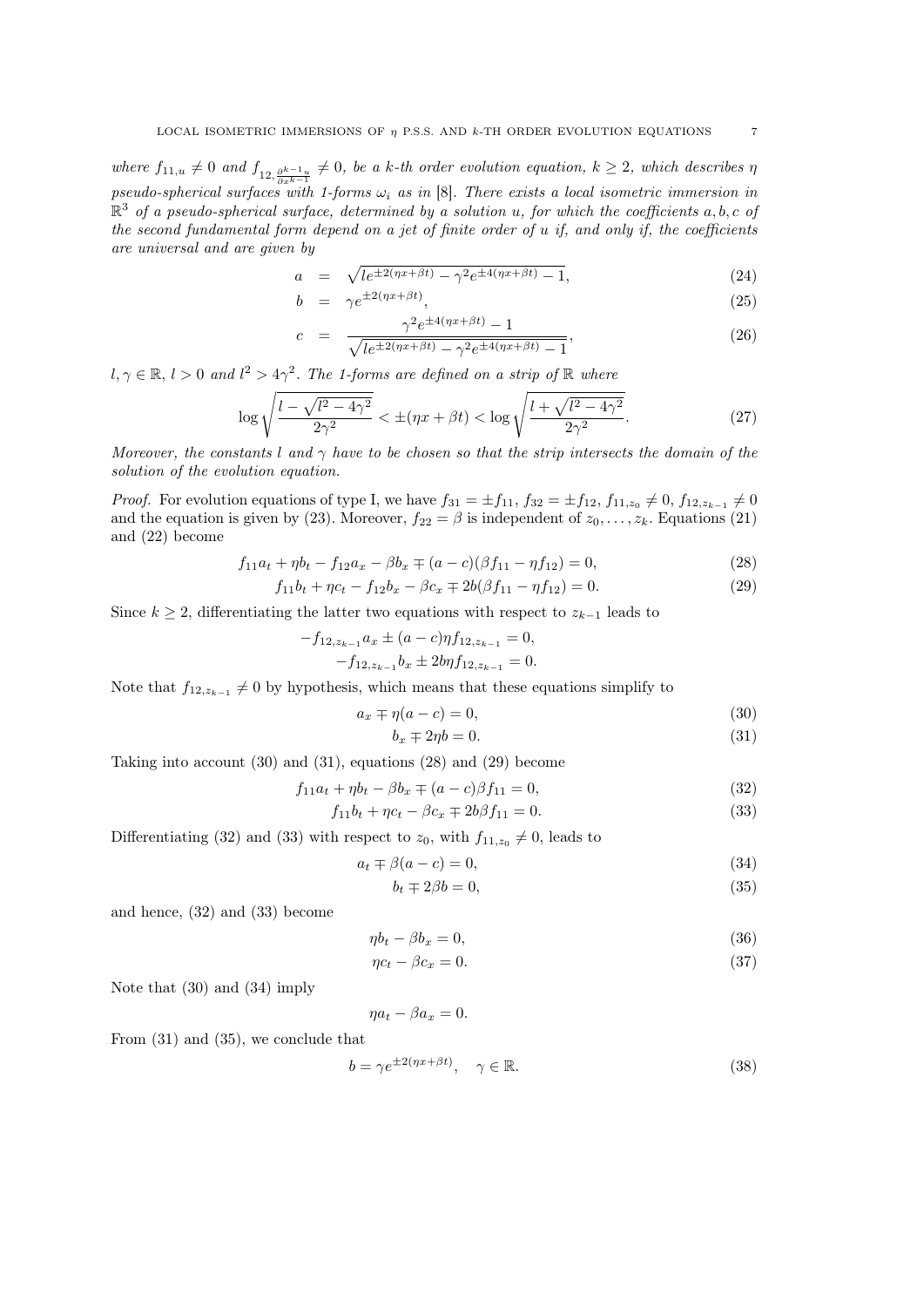*where $f_{11,u} \neq 0$ and $f_{12,\frac{\partial^{k-1}u}{\partial x^{k-1}}} \neq 0$, be a k-th order evolution equation, $k \geq 2$, which describes $\eta$ pseudo-spherical surfaces with 1-forms $\omega_i$ as in* [8]. *There exists a local isometric immersion in $\mathbb{R}^3$ of a pseudo-spherical surface, determined by a solution $u$, for which the coefficients $a, b, c$ of the second fundamental form depend on a jet of finite order of $u$ if, and only if, the coefficients are universal and are given by*

$$a = \sqrt{le^{\pm 2(\eta x+\beta t)} - \gamma^2 e^{\pm 4(\eta x+\beta t)} - 1}, \tag{24}$$

$$b = \gamma e^{\pm 2(\eta x+\beta t)}, \tag{25}$$

$$c = \frac{\gamma^2 e^{\pm 4(\eta x+\beta t)} - 1}{\sqrt{le^{\pm 2(\eta x+\beta t)} - \gamma^2 e^{\pm 4(\eta x+\beta t)} - 1}}, \tag{26}$$

*$l, \gamma \in \mathbb{R}$, $l > 0$ and $l^2 > 4\gamma^2$. The 1-forms are defined on a strip of $\mathbb{R}$ where*

$$\log \sqrt{\frac{l - \sqrt{l^2 - 4\gamma^2}}{2\gamma^2}} < \pm(\eta x + \beta t) < \log \sqrt{\frac{l + \sqrt{l^2 - 4\gamma^2}}{2\gamma^2}}. \tag{27}$$

*Moreover, the constants $l$ and $\gamma$ have to be chosen so that the strip intersects the domain of the solution of the evolution equation.*

*Proof.* For evolution equations of type I, we have $f_{31} = \pm f_{11}$, $f_{32} = \pm f_{12}$, $f_{11,z_0} \neq 0$, $f_{12,z_{k-1}} \neq 0$ and the equation is given by (23). Moreover, $f_{22} = \beta$ is independent of $z_0, \ldots, z_k$. Equations (21) and (22) become

$$f_{11}a_t + \eta b_t - f_{12}a_x - \beta b_x \mp (a - c)(\beta f_{11} - \eta f_{12}) = 0, \tag{28}$$

$$f_{11}b_t + \eta c_t - f_{12}b_x - \beta c_x \mp 2b(\beta f_{11} - \eta f_{12}) = 0. \tag{29}$$

Since $k \geq 2$, differentiating the latter two equations with respect to $z_{k-1}$ leads to

$$-f_{12,z_{k-1}}a_x \pm (a - c)\eta f_{12,z_{k-1}} = 0,$$

$$-f_{12,z_{k-1}}b_x \pm 2b\eta f_{12,z_{k-1}} = 0.$$

Note that $f_{12,z_{k-1}} \neq 0$ by hypothesis, which means that these equations simplify to

$$a_x \mp \eta(a - c) = 0, \tag{30}$$

$$b_x \mp 2\eta b = 0. \tag{31}$$

Taking into account (30) and (31), equations (28) and (29) become

$$f_{11}a_t + \eta b_t - \beta b_x \mp (a - c)\beta f_{11} = 0, \tag{32}$$

$$f_{11}b_t + \eta c_t - \beta c_x \mp 2b\beta f_{11} = 0. \tag{33}$$

Differentiating (32) and (33) with respect to $z_0$, with $f_{11,z_0} \neq 0$, leads to

$$a_t \mp \beta(a - c) = 0, \tag{34}$$

$$b_t \mp 2\beta b = 0, \tag{35}$$

and hence, (32) and (33) become

$$\eta b_t - \beta b_x = 0, \tag{36}$$

$$\eta c_t - \beta c_x = 0. \tag{37}$$

Note that (30) and (34) imply

$$\eta a_t - \beta a_x = 0.$$

From (31) and (35), we conclude that

$$b = \gamma e^{\pm 2(\eta x+\beta t)}, \quad \gamma \in \mathbb{R}. \tag{38}$$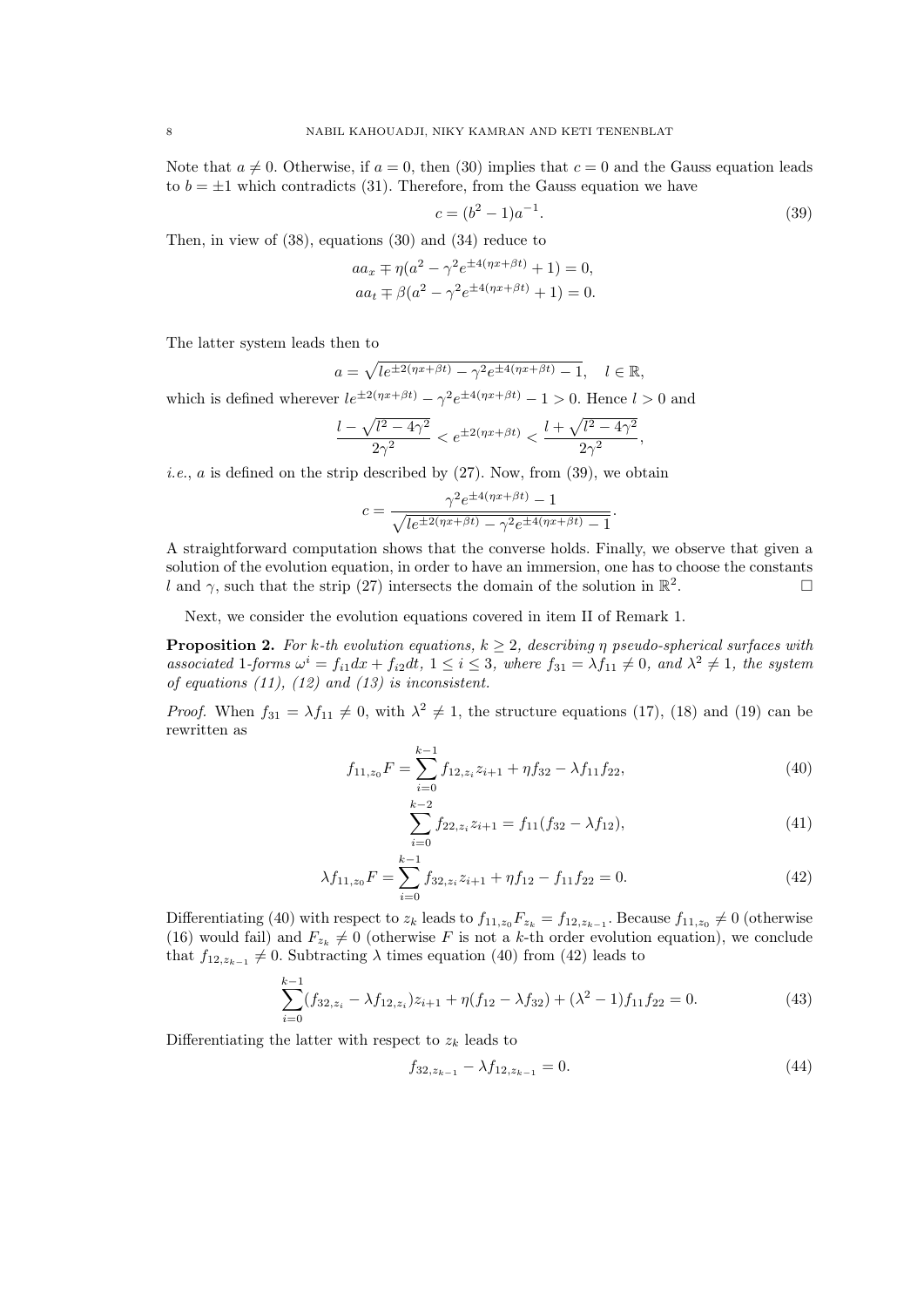Note that $a \neq 0$. Otherwise, if $a = 0$, then (30) implies that $c = 0$ and the Gauss equation leads to $b = \pm 1$ which contradicts (31). Therefore, from the Gauss equation we have

$$c = (b^2 - 1)a^{-1}. \tag{39}$$

Then, in view of (38), equations (30) and (34) reduce to

$$aa_x \mp \eta(a^2 - \gamma^2 e^{\pm 4(\eta x + \beta t)} + 1) = 0,$$
$$aa_t \mp \beta(a^2 - \gamma^2 e^{\pm 4(\eta x + \beta t)} + 1) = 0.$$

The latter system leads then to

$$a = \sqrt{l e^{\pm 2(\eta x + \beta t)} - \gamma^2 e^{\pm 4(\eta x + \beta t)} - 1}, \quad l \in \mathbb{R},$$

which is defined wherever $l e^{\pm 2(\eta x + \beta t)} - \gamma^2 e^{\pm 4(\eta x + \beta t)} - 1 > 0$. Hence $l > 0$ and

$$\frac{l - \sqrt{l^2 - 4\gamma^2}}{2\gamma^2} < e^{\pm 2(\eta x + \beta t)} < \frac{l + \sqrt{l^2 - 4\gamma^2}}{2\gamma^2},$$

*i.e.*, $a$ is defined on the strip described by (27). Now, from (39), we obtain

$$c = \frac{\gamma^2 e^{\pm 4(\eta x + \beta t)} - 1}{\sqrt{l e^{\pm 2(\eta x + \beta t)} - \gamma^2 e^{\pm 4(\eta x + \beta t)} - 1}}.$$

A straightforward computation shows that the converse holds. Finally, we observe that given a solution of the evolution equation, in order to have an immersion, one has to choose the constants $l$ and $\gamma$, such that the strip (27) intersects the domain of the solution in $\mathbb{R}^2$. □

Next, we consider the evolution equations covered in item II of Remark 1.

**Proposition 2.** *For $k$-th evolution equations, $k \geq 2$, describing $\eta$ pseudo-spherical surfaces with associated 1-forms $\omega^i = f_{i1}dx + f_{i2}dt$, $1 \leq i \leq 3$, where $f_{31} = \lambda f_{11} \neq 0$, and $\lambda^2 \neq 1$, the system of equations (11), (12) and (13) is inconsistent.*

*Proof.* When $f_{31} = \lambda f_{11} \neq 0$, with $\lambda^2 \neq 1$, the structure equations (17), (18) and (19) can be rewritten as

$$f_{11,z_0} F = \sum_{i=0}^{k-1} f_{12,z_i} z_{i+1} + \eta f_{32} - \lambda f_{11} f_{22}, \tag{40}$$

$$\sum_{i=0}^{k-2} f_{22,z_i} z_{i+1} = f_{11}(f_{32} - \lambda f_{12}), \tag{41}$$

$$\lambda f_{11,z_0} F = \sum_{i=0}^{k-1} f_{32,z_i} z_{i+1} + \eta f_{12} - f_{11} f_{22} = 0. \tag{42}$$

Differentiating (40) with respect to $z_k$ leads to $f_{11,z_0} F_{z_k} = f_{12,z_{k-1}}$. Because $f_{11,z_0} \neq 0$ (otherwise (16) would fail) and $F_{z_k} \neq 0$ (otherwise $F$ is not a $k$-th order evolution equation), we conclude that $f_{12,z_{k-1}} \neq 0$. Subtracting $\lambda$ times equation (40) from (42) leads to

$$\sum_{i=0}^{k-1} (f_{32,z_i} - \lambda f_{12,z_i}) z_{i+1} + \eta(f_{12} - \lambda f_{32}) + (\lambda^2 - 1) f_{11} f_{22} = 0. \tag{43}$$

Differentiating the latter with respect to $z_k$ leads to

$$f_{32,z_{k-1}} - \lambda f_{12,z_{k-1}} = 0. \tag{44}$$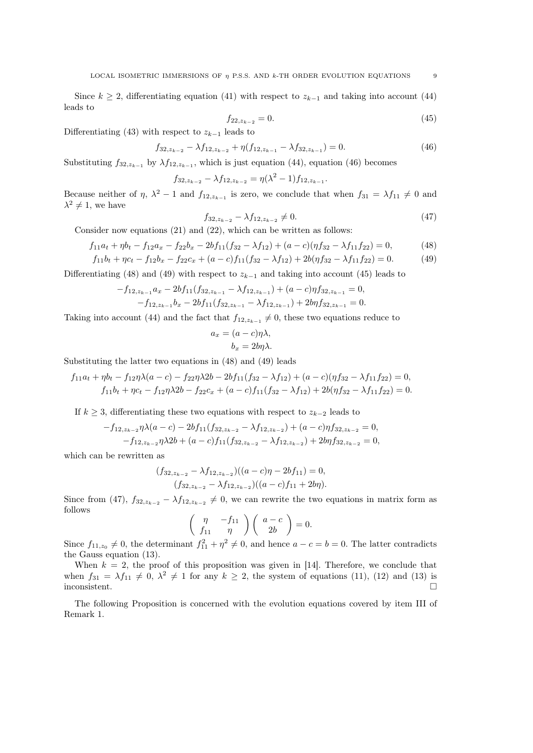Since $k \geq 2$, differentiating equation (41) with respect to $z_{k-1}$ and taking into account (44) leads to

$$f_{22,z_{k-2}} = 0. \tag{45}$$

Differentiating (43) with respect to $z_{k-1}$ leads to

$$f_{32,z_{k-2}} - \lambda f_{12,z_{k-2}} + \eta(f_{12,z_{k-1}} - \lambda f_{32,z_{k-1}}) = 0. \tag{46}$$

Substituting $f_{32,z_{k-1}}$ by $\lambda f_{12,z_{k-1}}$, which is just equation (44), equation (46) becomes

$$f_{32,z_{k-2}} - \lambda f_{12,z_{k-2}} = \eta(\lambda^2 - 1) f_{12,z_{k-1}}.$$

Because neither of $\eta$, $\lambda^2 - 1$ and $f_{12,z_{k-1}}$ is zero, we conclude that when $f_{31} = \lambda f_{11} \neq 0$ and $\lambda^2 \neq 1$, we have

$$f_{32,z_{k-2}} - \lambda f_{12,z_{k-2}} \neq 0. \tag{47}$$

Consider now equations (21) and (22), which can be written as follows:

$$f_{11}a_t + \eta b_t - f_{12}a_x - f_{22}b_x - 2bf_{11}(f_{32} - \lambda f_{12}) + (a-c)(\eta f_{32} - \lambda f_{11}f_{22}) = 0, \tag{48}$$

$$f_{11}b_t + \eta c_t - f_{12}b_x - f_{22}c_x + (a-c)f_{11}(f_{32} - \lambda f_{12}) + 2b(\eta f_{32} - \lambda f_{11}f_{22}) = 0. \tag{49}$$

Differentiating (48) and (49) with respect to $z_{k-1}$ and taking into account (45) leads to

$$-f_{12,z_{k-1}}a_x - 2bf_{11}(f_{32,z_{k-1}} - \lambda f_{12,z_{k-1}}) + (a-c)\eta f_{32,z_{k-1}} = 0,$$
$$-f_{12,z_{k-1}}b_x - 2bf_{11}(f_{32,z_{k-1}} - \lambda f_{12,z_{k-1}}) + 2b\eta f_{32,z_{k-1}} = 0.$$

Taking into account (44) and the fact that $f_{12,z_{k-1}} \neq 0$, these two equations reduce to

$$a_x = (a-c)\eta\lambda,$$
$$b_x = 2b\eta\lambda.$$

Substituting the latter two equations in (48) and (49) leads

$$f_{11}a_t + \eta b_t - f_{12}\eta\lambda(a-c) - f_{22}\eta\lambda 2b - 2bf_{11}(f_{32} - \lambda f_{12}) + (a-c)(\eta f_{32} - \lambda f_{11}f_{22}) = 0,$$
$$f_{11}b_t + \eta c_t - f_{12}\eta\lambda 2b - f_{22}c_x + (a-c)f_{11}(f_{32} - \lambda f_{12}) + 2b(\eta f_{32} - \lambda f_{11}f_{22}) = 0.$$

If $k \geq 3$, differentiating these two equations with respect to $z_{k-2}$ leads to

$$-f_{12,z_{k-2}}\eta\lambda(a-c) - 2bf_{11}(f_{32,z_{k-2}} - \lambda f_{12,z_{k-2}}) + (a-c)\eta f_{32,z_{k-2}} = 0,$$
$$-f_{12,z_{k-2}}\eta\lambda 2b + (a-c)f_{11}(f_{32,z_{k-2}} - \lambda f_{12,z_{k-2}}) + 2b\eta f_{32,z_{k-2}} = 0,$$

which can be rewritten as

$$(f_{32,z_{k-2}} - \lambda f_{12,z_{k-2}})((a-c)\eta - 2bf_{11}) = 0,$$
$$(f_{32,z_{k-2}} - \lambda f_{12,z_{k-2}})((a-c)f_{11} + 2b\eta).$$

Since from (47), $f_{32,z_{k-2}} - \lambda f_{12,z_{k-2}} \neq 0$, we can rewrite the two equations in matrix form as follows

$$\begin{pmatrix} \eta & -f_{11} \\ f_{11} & \eta \end{pmatrix} \begin{pmatrix} a-c \\ 2b \end{pmatrix} = 0.$$

Since $f_{11,z_0} \neq 0$, the determinant $f_{11}^2 + \eta^2 \neq 0$, and hence $a - c = b = 0$. The latter contradicts the Gauss equation (13).

When $k = 2$, the proof of this proposition was given in [14]. Therefore, we conclude that when $f_{31} = \lambda f_{11} \neq 0$, $\lambda^2 \neq 1$ for any $k \geq 2$, the system of equations (11), (12) and (13) is inconsistent. $\square$

The following Proposition is concerned with the evolution equations covered by item III of Remark 1.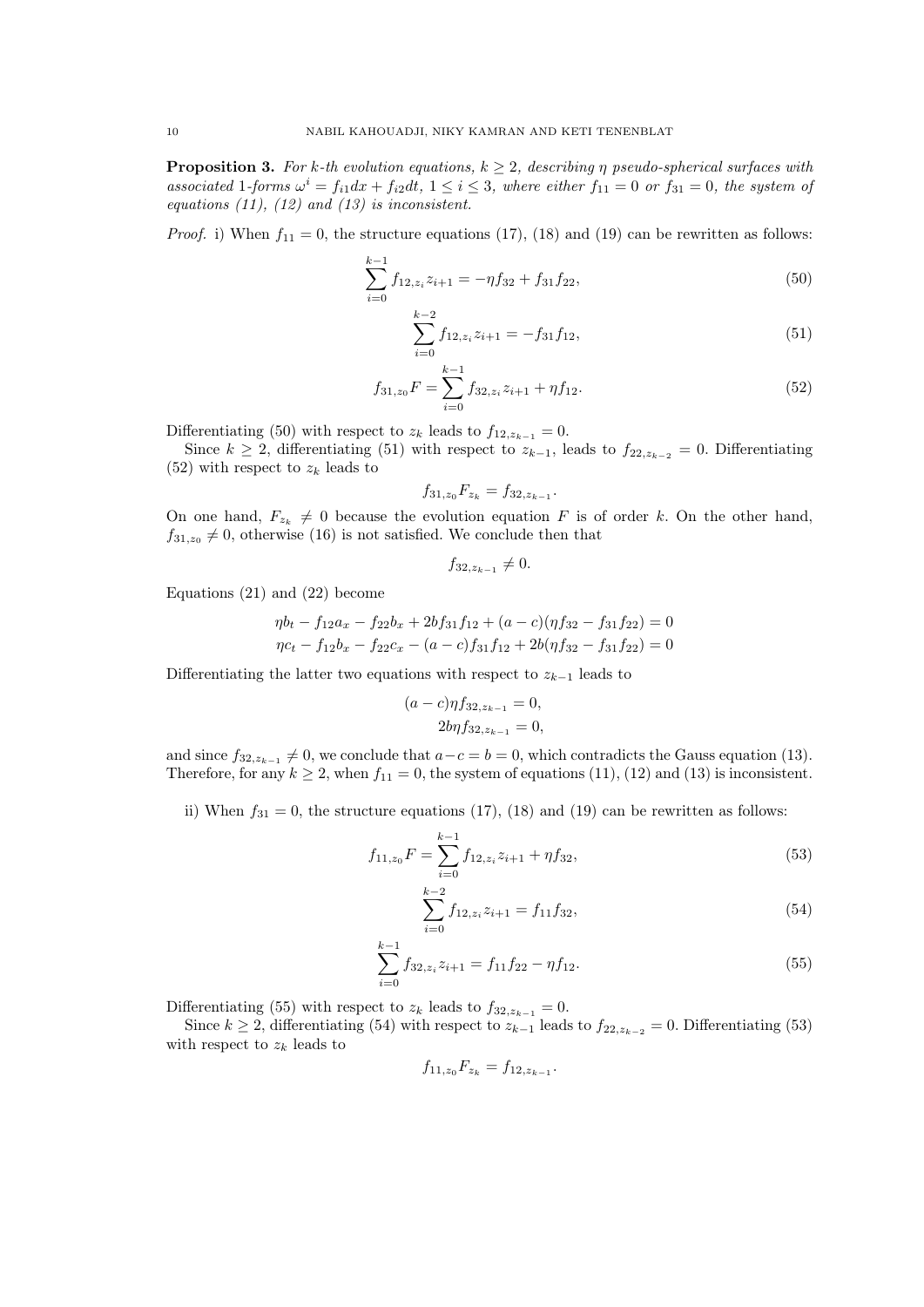**Proposition 3.** *For k-th evolution equations, $k \geq 2$, describing $\eta$ pseudo-spherical surfaces with associated 1-forms $\omega^i = f_{i1}dx + f_{i2}dt$, $1 \leq i \leq 3$, where either $f_{11} = 0$ or $f_{31} = 0$, the system of equations (11), (12) and (13) is inconsistent.*

*Proof.* i) When $f_{11} = 0$, the structure equations (17), (18) and (19) can be rewritten as follows:

$$\sum_{i=0}^{k-1} f_{12,z_i} z_{i+1} = -\eta f_{32} + f_{31} f_{22}, \tag{50}$$

$$\sum_{i=0}^{k-2} f_{12,z_i} z_{i+1} = -f_{31} f_{12}, \tag{51}$$

$$f_{31,z_0} F = \sum_{i=0}^{k-1} f_{32,z_i} z_{i+1} + \eta f_{12}. \tag{52}$$

Differentiating (50) with respect to $z_k$ leads to $f_{12,z_{k-1}} = 0$.

Since $k \geq 2$, differentiating (51) with respect to $z_{k-1}$, leads to $f_{22,z_{k-2}} = 0$. Differentiating (52) with respect to $z_k$ leads to

$$f_{31,z_0} F_{z_k} = f_{32,z_{k-1}}.$$

On one hand, $F_{z_k} \neq 0$ because the evolution equation $F$ is of order $k$. On the other hand, $f_{31,z_0} \neq 0$, otherwise (16) is not satisfied. We conclude then that

$$f_{32,z_{k-1}} \neq 0.$$

Equations (21) and (22) become

$$\eta b_t - f_{12} a_x - f_{22} b_x + 2b f_{31} f_{12} + (a-c)(\eta f_{32} - f_{31} f_{22}) = 0$$
$$\eta c_t - f_{12} b_x - f_{22} c_x - (a-c) f_{31} f_{12} + 2b(\eta f_{32} - f_{31} f_{22}) = 0$$

Differentiating the latter two equations with respect to $z_{k-1}$ leads to

$$(a-c)\eta f_{32,z_{k-1}} = 0,$$
$$2b\eta f_{32,z_{k-1}} = 0,$$

and since $f_{32,z_{k-1}} \neq 0$, we conclude that $a - c = b = 0$, which contradicts the Gauss equation (13). Therefore, for any $k \geq 2$, when $f_{11} = 0$, the system of equations (11), (12) and (13) is inconsistent.

ii) When $f_{31} = 0$, the structure equations (17), (18) and (19) can be rewritten as follows:

$$f_{11,z_0} F = \sum_{i=0}^{k-1} f_{12,z_i} z_{i+1} + \eta f_{32}, \tag{53}$$

$$\sum_{i=0}^{k-2} f_{12,z_i} z_{i+1} = f_{11} f_{32}, \tag{54}$$

$$\sum_{i=0}^{k-1} f_{32,z_i} z_{i+1} = f_{11} f_{22} - \eta f_{12}. \tag{55}$$

Differentiating (55) with respect to $z_k$ leads to $f_{32,z_{k-1}} = 0$.

Since $k \geq 2$, differentiating (54) with respect to $z_{k-1}$ leads to $f_{22,z_{k-2}} = 0$. Differentiating (53) with respect to $z_k$ leads to

$$f_{11,z_0} F_{z_k} = f_{12,z_{k-1}}.$$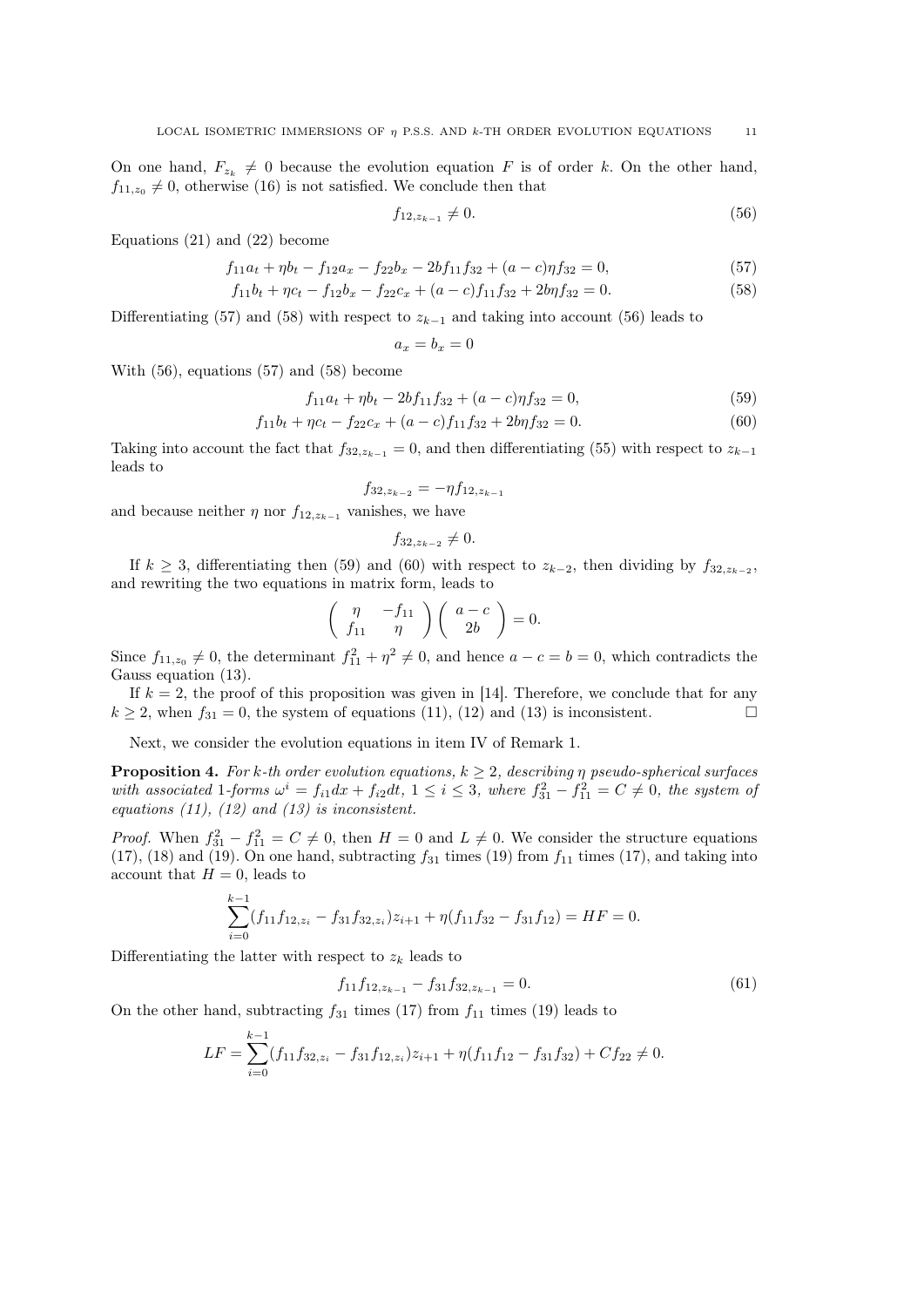On one hand, $F_{z_k} \neq 0$ because the evolution equation $F$ is of order $k$. On the other hand, $f_{11,z_0} \neq 0$, otherwise (16) is not satisfied. We conclude then that

$$f_{12,z_{k-1}} \neq 0. \tag{56}$$

Equations (21) and (22) become

$$f_{11}a_t + \eta b_t - f_{12}a_x - f_{22}b_x - 2bf_{11}f_{32} + (a-c)\eta f_{32} = 0, \tag{57}$$

$$f_{11}b_t + \eta c_t - f_{12}b_x - f_{22}c_x + (a-c)f_{11}f_{32} + 2b\eta f_{32} = 0. \tag{58}$$

Differentiating (57) and (58) with respect to $z_{k-1}$ and taking into account (56) leads to

$$a_x = b_x = 0$$

With (56), equations (57) and (58) become

$$f_{11}a_t + \eta b_t - 2bf_{11}f_{32} + (a-c)\eta f_{32} = 0, \tag{59}$$

$$f_{11}b_t + \eta c_t - f_{22}c_x + (a-c)f_{11}f_{32} + 2b\eta f_{32} = 0. \tag{60}$$

Taking into account the fact that $f_{32,z_{k-1}} = 0$, and then differentiating (55) with respect to $z_{k-1}$ leads to

$$f_{32,z_{k-2}} = -\eta f_{12,z_{k-1}}$$

and because neither $\eta$ nor $f_{12,z_{k-1}}$ vanishes, we have

$$f_{32,z_{k-2}} \neq 0.$$

If $k \geq 3$, differentiating then (59) and (60) with respect to $z_{k-2}$, then dividing by $f_{32,z_{k-2}}$, and rewriting the two equations in matrix form, leads to

$$\begin{pmatrix} \eta & -f_{11} \\ f_{11} & \eta \end{pmatrix} \begin{pmatrix} a-c \\ 2b \end{pmatrix} = 0.$$

Since $f_{11,z_0} \neq 0$, the determinant $f_{11}^2 + \eta^2 \neq 0$, and hence $a - c = b = 0$, which contradicts the Gauss equation (13).

If $k = 2$, the proof of this proposition was given in [14]. Therefore, we conclude that for any $k \geq 2$, when $f_{31} = 0$, the system of equations (11), (12) and (13) is inconsistent. □

Next, we consider the evolution equations in item IV of Remark 1.

**Proposition 4.** *For k-th order evolution equations, $k \geq 2$, describing $\eta$ pseudo-spherical surfaces with associated 1-forms $\omega^i = f_{i1}dx + f_{i2}dt$, $1 \leq i \leq 3$, where $f_{31}^2 - f_{11}^2 = C \neq 0$, the system of equations (11), (12) and (13) is inconsistent.*

*Proof.* When $f_{31}^2 - f_{11}^2 = C \neq 0$, then $H = 0$ and $L \neq 0$. We consider the structure equations (17), (18) and (19). On one hand, subtracting $f_{31}$ times (19) from $f_{11}$ times (17), and taking into account that $H = 0$, leads to

$$\sum_{i=0}^{k-1}(f_{11}f_{12,z_i} - f_{31}f_{32,z_i})z_{i+1} + \eta(f_{11}f_{32} - f_{31}f_{12}) = HF = 0.$$

Differentiating the latter with respect to $z_k$ leads to

$$f_{11}f_{12,z_{k-1}} - f_{31}f_{32,z_{k-1}} = 0. \tag{61}$$

On the other hand, subtracting $f_{31}$ times (17) from $f_{11}$ times (19) leads to

$$LF = \sum_{i=0}^{k-1}(f_{11}f_{32,z_i} - f_{31}f_{12,z_i})z_{i+1} + \eta(f_{11}f_{12} - f_{31}f_{32}) + Cf_{22} \neq 0.$$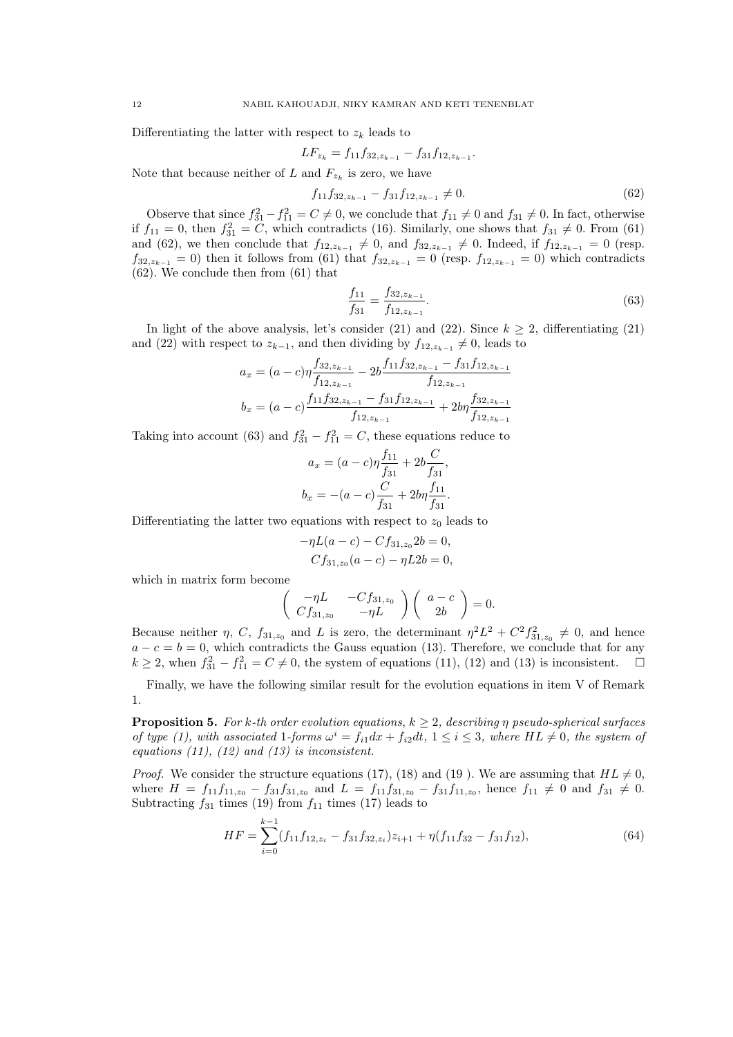Differentiating the latter with respect to $z_k$ leads to

$$LF_{z_k} = f_{11}f_{32,z_{k-1}} - f_{31}f_{12,z_{k-1}}.$$

Note that because neither of $L$ and $F_{z_k}$ is zero, we have

$$f_{11}f_{32,z_{k-1}} - f_{31}f_{12,z_{k-1}} \neq 0. \tag{62}$$

Observe that since $f_{31}^2 - f_{11}^2 = C \neq 0$, we conclude that $f_{11} \neq 0$ and $f_{31} \neq 0$. In fact, otherwise if $f_{11} = 0$, then $f_{31}^2 = C$, which contradicts (16). Similarly, one shows that $f_{31} \neq 0$. From (61) and (62), we then conclude that $f_{12,z_{k-1}} \neq 0$, and $f_{32,z_{k-1}} \neq 0$. Indeed, if $f_{12,z_{k-1}} = 0$ (resp. $f_{32,z_{k-1}} = 0$) then it follows from (61) that $f_{32,z_{k-1}} = 0$ (resp. $f_{12,z_{k-1}} = 0$) which contradicts (62). We conclude then from (61) that

$$\frac{f_{11}}{f_{31}} = \frac{f_{32,z_{k-1}}}{f_{12,z_{k-1}}}. \tag{63}$$

In light of the above analysis, let's consider (21) and (22). Since $k \geq 2$, differentiating (21) and (22) with respect to $z_{k-1}$, and then dividing by $f_{12,z_{k-1}} \neq 0$, leads to

$$a_x = (a-c)\eta\frac{f_{32,z_{k-1}}}{f_{12,z_{k-1}}} - 2b\frac{f_{11}f_{32,z_{k-1}} - f_{31}f_{12,z_{k-1}}}{f_{12,z_{k-1}}}$$

$$b_x = (a-c)\frac{f_{11}f_{32,z_{k-1}} - f_{31}f_{12,z_{k-1}}}{f_{12,z_{k-1}}} + 2b\eta\frac{f_{32,z_{k-1}}}{f_{12,z_{k-1}}}$$

Taking into account (63) and $f_{31}^2 - f_{11}^2 = C$, these equations reduce to

$$a_x = (a-c)\eta\frac{f_{11}}{f_{31}} + 2b\frac{C}{f_{31}},$$

$$b_x = -(a-c)\frac{C}{f_{31}} + 2b\eta\frac{f_{11}}{f_{31}}.$$

Differentiating the latter two equations with respect to $z_0$ leads to

$$-\eta L(a-c) - Cf_{31,z_0}2b = 0,$$

$$Cf_{31,z_0}(a-c) - \eta L2b = 0,$$

which in matrix form become

$$\begin{pmatrix} -\eta L & -Cf_{31,z_0} \\ Cf_{31,z_0} & -\eta L \end{pmatrix}\begin{pmatrix} a-c \\ 2b \end{pmatrix} = 0.$$

Because neither $\eta$, $C$, $f_{31,z_0}$ and $L$ is zero, the determinant $\eta^2L^2 + C^2f_{31,z_0}^2 \neq 0$, and hence $a - c = b = 0$, which contradicts the Gauss equation (13). Therefore, we conclude that for any $k \geq 2$, when $f_{31}^2 - f_{11}^2 = C \neq 0$, the system of equations (11), (12) and (13) is inconsistent. □

Finally, we have the following similar result for the evolution equations in item V of Remark 1.

**Proposition 5.** *For $k$-th order evolution equations, $k \geq 2$, describing $\eta$ pseudo-spherical surfaces of type (1), with associated 1-forms $\omega^i = f_{i1}dx + f_{i2}dt$, $1 \leq i \leq 3$, where $HL \neq 0$, the system of equations (11), (12) and (13) is inconsistent.*

*Proof.* We consider the structure equations (17), (18) and (19 ). We are assuming that $HL \neq 0$, where $H = f_{11}f_{11,z_0} - f_{31}f_{31,z_0}$ and $L = f_{11}f_{31,z_0} - f_{31}f_{11,z_0}$, hence $f_{11} \neq 0$ and $f_{31} \neq 0$. Subtracting $f_{31}$ times (19) from $f_{11}$ times (17) leads to

$$HF = \sum_{i=0}^{k-1}(f_{11}f_{12,z_i} - f_{31}f_{32,z_i})z_{i+1} + \eta(f_{11}f_{32} - f_{31}f_{12}), \tag{64}$$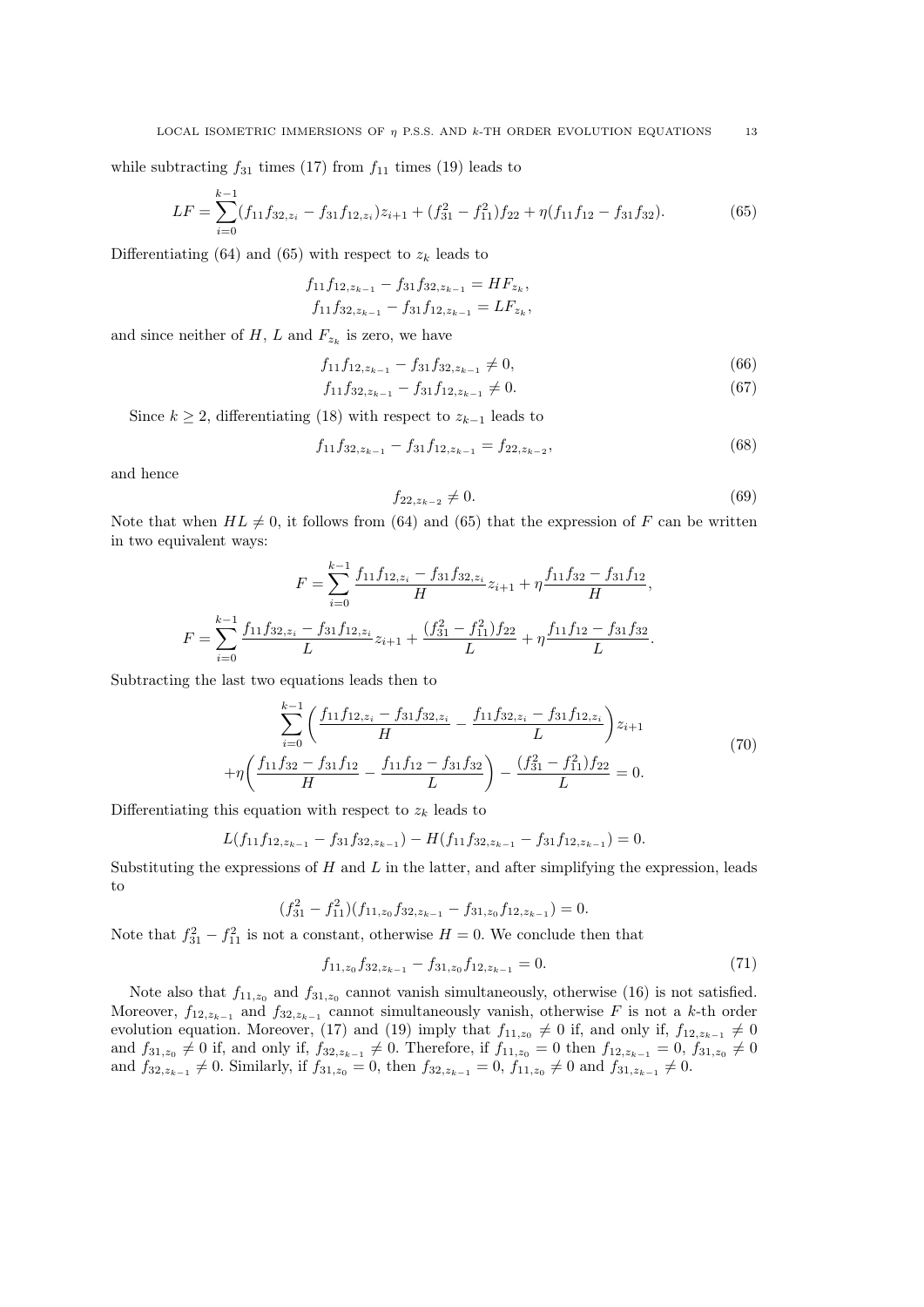while subtracting $f_{31}$ times (17) from $f_{11}$ times (19) leads to

$$LF = \sum_{i=0}^{k-1}(f_{11}f_{32,z_i} - f_{31}f_{12,z_i})z_{i+1} + (f_{31}^2 - f_{11}^2)f_{22} + \eta(f_{11}f_{12} - f_{31}f_{32}). \tag{65}$$

Differentiating (64) and (65) with respect to $z_k$ leads to

$$f_{11}f_{12,z_{k-1}} - f_{31}f_{32,z_{k-1}} = HF_{z_k},$$
$$f_{11}f_{32,z_{k-1}} - f_{31}f_{12,z_{k-1}} = LF_{z_k},$$

and since neither of $H$, $L$ and $F_{z_k}$ is zero, we have

$$f_{11}f_{12,z_{k-1}} - f_{31}f_{32,z_{k-1}} \neq 0, \tag{66}$$
$$f_{11}f_{32,z_{k-1}} - f_{31}f_{12,z_{k-1}} \neq 0. \tag{67}$$

Since $k \geq 2$, differentiating (18) with respect to $z_{k-1}$ leads to

$$f_{11}f_{32,z_{k-1}} - f_{31}f_{12,z_{k-1}} = f_{22,z_{k-2}}, \tag{68}$$

and hence

$$f_{22,z_{k-2}} \neq 0. \tag{69}$$

Note that when $HL \neq 0$, it follows from (64) and (65) that the expression of $F$ can be written in two equivalent ways:

$$F = \sum_{i=0}^{k-1} \frac{f_{11}f_{12,z_i} - f_{31}f_{32,z_i}}{H} z_{i+1} + \eta\frac{f_{11}f_{32} - f_{31}f_{12}}{H},$$

$$F = \sum_{i=0}^{k-1} \frac{f_{11}f_{32,z_i} - f_{31}f_{12,z_i}}{L} z_{i+1} + \frac{(f_{31}^2 - f_{11}^2)f_{22}}{L} + \eta\frac{f_{11}f_{12} - f_{31}f_{32}}{L}.$$

Subtracting the last two equations leads then to

$$\begin{aligned}
&\sum_{i=0}^{k-1}\left(\frac{f_{11}f_{12,z_i} - f_{31}f_{32,z_i}}{H} - \frac{f_{11}f_{32,z_i} - f_{31}f_{12,z_i}}{L}\right)z_{i+1} \\
&+\eta\left(\frac{f_{11}f_{32} - f_{31}f_{12}}{H} - \frac{f_{11}f_{12} - f_{31}f_{32}}{L}\right) - \frac{(f_{31}^2 - f_{11}^2)f_{22}}{L} = 0.
\end{aligned} \tag{70}$$

Differentiating this equation with respect to $z_k$ leads to

$$L(f_{11}f_{12,z_{k-1}} - f_{31}f_{32,z_{k-1}}) - H(f_{11}f_{32,z_{k-1}} - f_{31}f_{12,z_{k-1}}) = 0.$$

Substituting the expressions of $H$ and $L$ in the latter, and after simplifying the expression, leads to

$$(f_{31}^2 - f_{11}^2)(f_{11,z_0}f_{32,z_{k-1}} - f_{31,z_0}f_{12,z_{k-1}}) = 0.$$

Note that $f_{31}^2 - f_{11}^2$ is not a constant, otherwise $H = 0$. We conclude then that

$$f_{11,z_0}f_{32,z_{k-1}} - f_{31,z_0}f_{12,z_{k-1}} = 0. \tag{71}$$

Note also that $f_{11,z_0}$ and $f_{31,z_0}$ cannot vanish simultaneously, otherwise (16) is not satisfied. Moreover, $f_{12,z_{k-1}}$ and $f_{32,z_{k-1}}$ cannot simultaneously vanish, otherwise $F$ is not a $k$-th order evolution equation. Moreover, (17) and (19) imply that $f_{11,z_0} \neq 0$ if, and only if, $f_{12,z_{k-1}} \neq 0$ and $f_{31,z_0} \neq 0$ if, and only if, $f_{32,z_{k-1}} \neq 0$. Therefore, if $f_{11,z_0} = 0$ then $f_{12,z_{k-1}} = 0$, $f_{31,z_0} \neq 0$ and $f_{32,z_{k-1}} \neq 0$. Similarly, if $f_{31,z_0} = 0$, then $f_{32,z_{k-1}} = 0$, $f_{11,z_0} \neq 0$ and $f_{31,z_{k-1}} \neq 0$.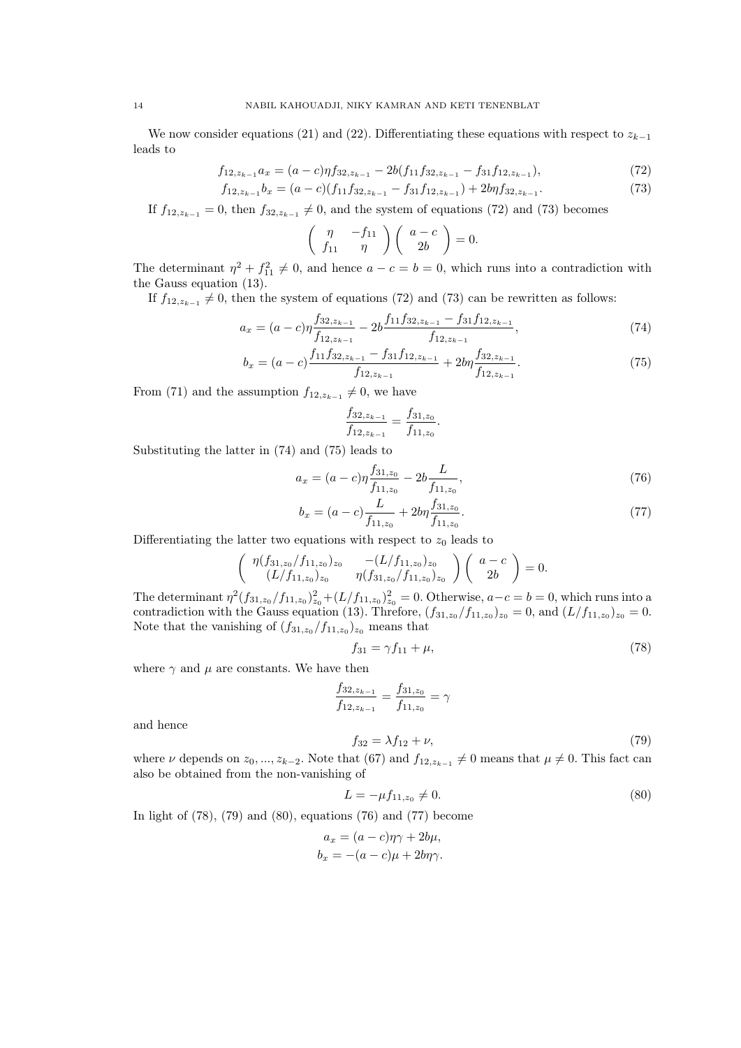We now consider equations (21) and (22). Differentiating these equations with respect to $z_{k-1}$ leads to

$$f_{12,z_{k-1}} a_x = (a-c)\eta f_{32,z_{k-1}} - 2b(f_{11}f_{32,z_{k-1}} - f_{31}f_{12,z_{k-1}}), \tag{72}$$

$$f_{12,z_{k-1}} b_x = (a-c)(f_{11}f_{32,z_{k-1}} - f_{31}f_{12,z_{k-1}}) + 2b\eta f_{32,z_{k-1}}. \tag{73}$$

If $f_{12,z_{k-1}} = 0$, then $f_{32,z_{k-1}} \neq 0$, and the system of equations (72) and (73) becomes

$$\begin{pmatrix} \eta & -f_{11} \\ f_{11} & \eta \end{pmatrix} \begin{pmatrix} a-c \\ 2b \end{pmatrix} = 0.$$

The determinant $\eta^2 + f_{11}^2 \neq 0$, and hence $a-c = b = 0$, which runs into a contradiction with the Gauss equation (13).

If $f_{12,z_{k-1}} \neq 0$, then the system of equations (72) and (73) can be rewritten as follows:

$$a_x = (a-c)\eta \frac{f_{32,z_{k-1}}}{f_{12,z_{k-1}}} - 2b\frac{f_{11}f_{32,z_{k-1}} - f_{31}f_{12,z_{k-1}}}{f_{12,z_{k-1}}}, \tag{74}$$

$$b_x = (a-c)\frac{f_{11}f_{32,z_{k-1}} - f_{31}f_{12,z_{k-1}}}{f_{12,z_{k-1}}} + 2b\eta\frac{f_{32,z_{k-1}}}{f_{12,z_{k-1}}}. \tag{75}$$

From (71) and the assumption $f_{12,z_{k-1}} \neq 0$, we have

$$\frac{f_{32,z_{k-1}}}{f_{12,z_{k-1}}} = \frac{f_{31,z_0}}{f_{11,z_0}}.$$

Substituting the latter in (74) and (75) leads to

$$a_x = (a-c)\eta\frac{f_{31,z_0}}{f_{11,z_0}} - 2b\frac{L}{f_{11,z_0}}, \tag{76}$$

$$b_x = (a-c)\frac{L}{f_{11,z_0}} + 2b\eta\frac{f_{31,z_0}}{f_{11,z_0}}. \tag{77}$$

Differentiating the latter two equations with respect to $z_0$ leads to

$$\begin{pmatrix} \eta(f_{31,z_0}/f_{11,z_0})_{z_0} & -(L/f_{11,z_0})_{z_0} \\ (L/f_{11,z_0})_{z_0} & \eta(f_{31,z_0}/f_{11,z_0})_{z_0} \end{pmatrix} \begin{pmatrix} a-c \\ 2b \end{pmatrix} = 0.$$

The determinant $\eta^2(f_{31,z_0}/f_{11,z_0})_{z_0}^2 + (L/f_{11,z_0})_{z_0}^2 = 0$. Otherwise, $a-c = b = 0$, which runs into a contradiction with the Gauss equation (13). Threfore, $(f_{31,z_0}/f_{11,z_0})_{z_0} = 0$, and $(L/f_{11,z_0})_{z_0} = 0$. Note that the vanishing of $(f_{31,z_0}/f_{11,z_0})_{z_0}$ means that

$$f_{31} = \gamma f_{11} + \mu, \tag{78}$$

where $\gamma$ and $\mu$ are constants. We have then

$$\frac{f_{32,z_{k-1}}}{f_{12,z_{k-1}}} = \frac{f_{31,z_0}}{f_{11,z_0}} = \gamma$$

and hence

$$f_{32} = \lambda f_{12} + \nu, \tag{79}$$

where $\nu$ depends on $z_0, ..., z_{k-2}$. Note that (67) and $f_{12,z_{k-1}} \neq 0$ means that $\mu \neq 0$. This fact can also be obtained from the non-vanishing of

$$L = -\mu f_{11,z_0} \neq 0. \tag{80}$$

In light of (78), (79) and (80), equations (76) and (77) become

$$a_x = (a-c)\eta\gamma + 2b\mu,$$
$$b_x = -(a-c)\mu + 2b\eta\gamma.$$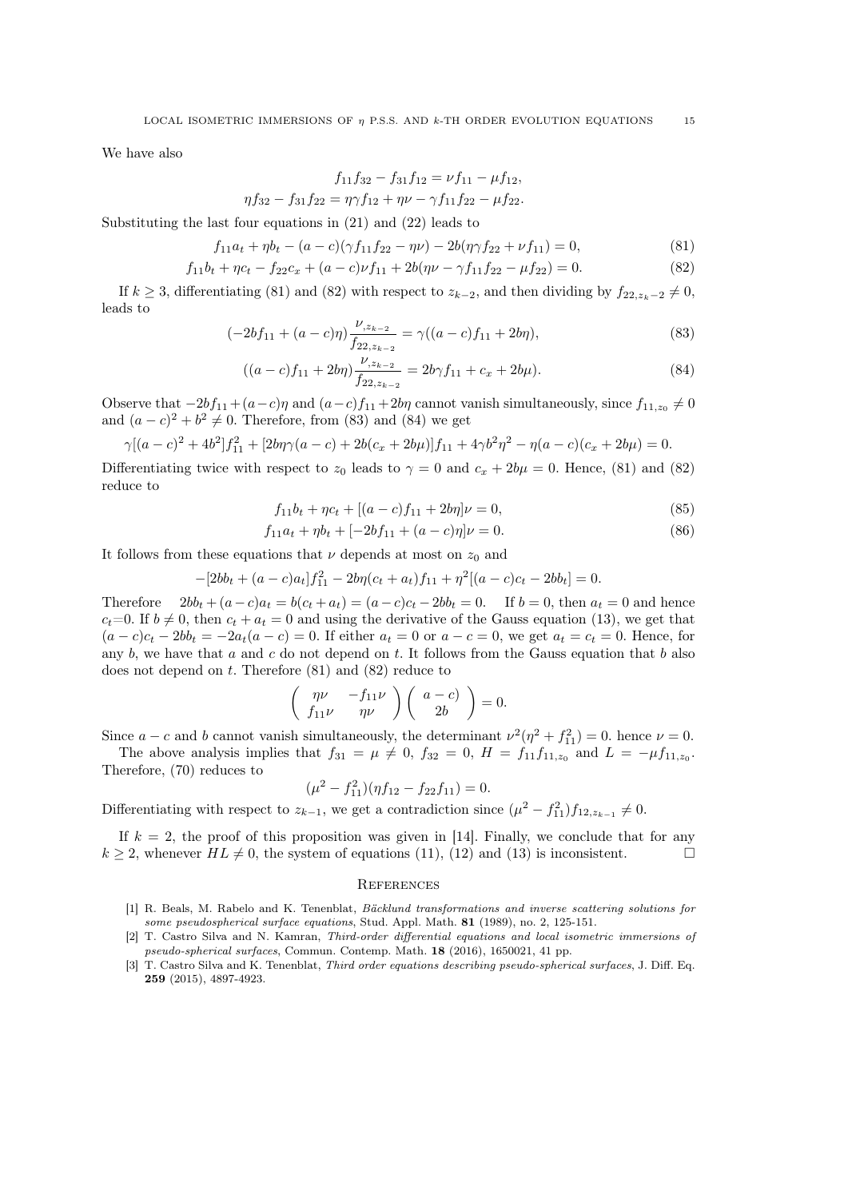We have also

$$f_{11}f_{32} - f_{31}f_{12} = \nu f_{11} - \mu f_{12},$$
$$\eta f_{32} - f_{31}f_{22} = \eta\gamma f_{12} + \eta\nu - \gamma f_{11}f_{22} - \mu f_{22}.$$

Substituting the last four equations in (21) and (22) leads to

$$f_{11}a_t + \eta b_t - (a-c)(\gamma f_{11}f_{22} - \eta\nu) - 2b(\eta\gamma f_{22} + \nu f_{11}) = 0, \tag{81}$$

$$f_{11}b_t + \eta c_t - f_{22}c_x + (a-c)\nu f_{11} + 2b(\eta\nu - \gamma f_{11}f_{22} - \mu f_{22}) = 0. \tag{82}$$

If $k \geq 3$, differentiating (81) and (82) with respect to $z_{k-2}$, and then dividing by $f_{22,z_{k-2}} \neq 0$, leads to

$$(-2bf_{11} + (a-c)\eta)\frac{\nu_{,z_{k-2}}}{f_{22,z_{k-2}}} = \gamma((a-c)f_{11} + 2b\eta), \tag{83}$$

$$((a-c)f_{11} + 2b\eta)\frac{\nu_{,z_{k-2}}}{f_{22,z_{k-2}}} = 2b\gamma f_{11} + c_x + 2b\mu). \tag{84}$$

Observe that $-2bf_{11}+(a-c)\eta$ and $(a-c)f_{11}+2b\eta$ cannot vanish simultaneously, since $f_{11,z_0} \neq 0$ and $(a-c)^2 + b^2 \neq 0$. Therefore, from (83) and (84) we get

$$\gamma[(a-c)^2 + 4b^2]f_{11}^2 + [2b\eta\gamma(a-c) + 2b(c_x + 2b\mu)]f_{11} + 4\gamma b^2\eta^2 - \eta(a-c)(c_x + 2b\mu) = 0.$$

Differentiating twice with respect to $z_0$ leads to $\gamma = 0$ and $c_x + 2b\mu = 0$. Hence, (81) and (82) reduce to

$$f_{11}b_t + \eta c_t + [(a-c)f_{11} + 2b\eta]\nu = 0, \tag{85}$$

$$f_{11}a_t + \eta b_t + [-2bf_{11} + (a-c)\eta]\nu = 0. \tag{86}$$

It follows from these equations that $\nu$ depends at most on $z_0$ and

$$-[2bb_t + (a-c)a_t]f_{11}^2 - 2b\eta(c_t + a_t)f_{11} + \eta^2[(a-c)c_t - 2bb_t] = 0.$$

Therefore $\quad 2bb_t + (a-c)a_t = b(c_t + a_t) = (a-c)c_t - 2bb_t = 0.\quad$ If $b = 0$, then $a_t = 0$ and hence $c_t$=0. If $b \neq 0$, then $c_t + a_t = 0$ and using the derivative of the Gauss equation (13), we get that $(a-c)c_t - 2bb_t = -2a_t(a-c) = 0$. If either $a_t = 0$ or $a - c = 0$, we get $a_t = c_t = 0$. Hence, for any $b$, we have that $a$ and $c$ do not depend on $t$. It follows from the Gauss equation that $b$ also does not depend on $t$. Therefore (81) and (82) reduce to

$$\begin{pmatrix} \eta\nu & -f_{11}\nu \\ f_{11}\nu & \eta\nu \end{pmatrix}\begin{pmatrix} a-c) \\ 2b \end{pmatrix} = 0.$$

Since $a-c$ and $b$ cannot vanish simultaneously, the determinant $\nu^2(\eta^2 + f_{11}^2) = 0$. hence $\nu = 0$.

The above analysis implies that $f_{31} = \mu \neq 0$, $f_{32} = 0$, $H = f_{11}f_{11,z_0}$ and $L = -\mu f_{11,z_0}$. Therefore, (70) reduces to

$$(\mu^2 - f_{11}^2)(\eta f_{12} - f_{22}f_{11}) = 0.$$

Differentiating with respect to $z_{k-1}$, we get a contradiction since $(\mu^2 - f_{11}^2)f_{12,z_{k-1}} \neq 0$.

If $k = 2$, the proof of this proposition was given in [14]. Finally, we conclude that for any $k \geq 2$, whenever $HL \neq 0$, the system of equations (11), (12) and (13) is inconsistent. $\square$

## References

[1] R. Beals, M. Rabelo and K. Tenenblat, *Bäcklund transformations and inverse scattering solutions for some pseudospherical surface equations*, Stud. Appl. Math. **81** (1989), no. 2, 125-151.

[2] T. Castro Silva and N. Kamran, *Third-order differential equations and local isometric immersions of pseudo-spherical surfaces*, Commun. Contemp. Math. **18** (2016), 1650021, 41 pp.

[3] T. Castro Silva and K. Tenenblat, *Third order equations describing pseudo-spherical surfaces*, J. Diff. Eq. **259** (2015), 4897-4923.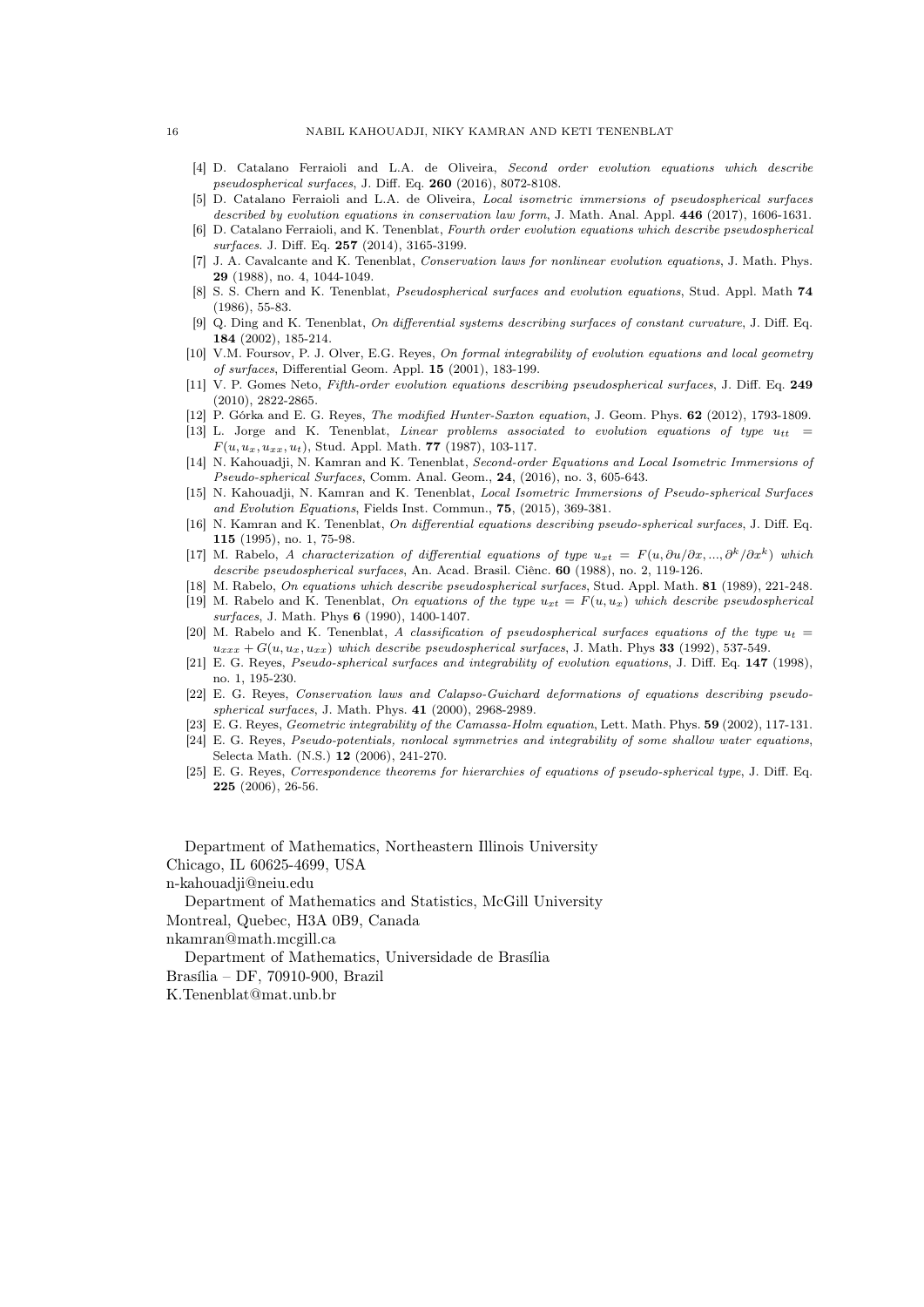[4] D. Catalano Ferraioli and L.A. de Oliveira, *Second order evolution equations which describe pseudospherical surfaces*, J. Diff. Eq. **260** (2016), 8072-8108.

[5] D. Catalano Ferraioli and L.A. de Oliveira, *Local isometric immersions of pseudospherical surfaces described by evolution equations in conservation law form*, J. Math. Anal. Appl. **446** (2017), 1606-1631.

[6] D. Catalano Ferraioli, and K. Tenenblat, *Fourth order evolution equations which describe pseudospherical surfaces.* J. Diff. Eq. **257** (2014), 3165-3199.

[7] J. A. Cavalcante and K. Tenenblat, *Conservation laws for nonlinear evolution equations*, J. Math. Phys. **29** (1988), no. 4, 1044-1049.

[8] S. S. Chern and K. Tenenblat, *Pseudospherical surfaces and evolution equations*, Stud. Appl. Math **74** (1986), 55-83.

[9] Q. Ding and K. Tenenblat, *On differential systems describing surfaces of constant curvature*, J. Diff. Eq. **184** (2002), 185-214.

[10] V.M. Foursov, P. J. Olver, E.G. Reyes, *On formal integrability of evolution equations and local geometry of surfaces*, Differential Geom. Appl. **15** (2001), 183-199.

[11] V. P. Gomes Neto, *Fifth-order evolution equations describing pseudospherical surfaces*, J. Diff. Eq. **249** (2010), 2822-2865.

[12] P. Górka and E. G. Reyes, *The modified Hunter-Saxton equation*, J. Geom. Phys. **62** (2012), 1793-1809.

[13] L. Jorge and K. Tenenblat, *Linear problems associated to evolution equations of type $u_{tt} = F(u, u_x, u_{xx}, u_t)$*, Stud. Appl. Math. **77** (1987), 103-117.

[14] N. Kahouadji, N. Kamran and K. Tenenblat, *Second-order Equations and Local Isometric Immersions of Pseudo-spherical Surfaces*, Comm. Anal. Geom., **24**, (2016), no. 3, 605-643.

[15] N. Kahouadji, N. Kamran and K. Tenenblat, *Local Isometric Immersions of Pseudo-spherical Surfaces and Evolution Equations*, Fields Inst. Commun., **75**, (2015), 369-381.

[16] N. Kamran and K. Tenenblat, *On differential equations describing pseudo-spherical surfaces*, J. Diff. Eq. **115** (1995), no. 1, 75-98.

[17] M. Rabelo, *A characterization of differential equations of type $u_{xt} = F(u, \partial u/\partial x, ..., \partial^k/\partial x^k)$ which describe pseudospherical surfaces*, An. Acad. Brasil. Ciênc. **60** (1988), no. 2, 119-126.

[18] M. Rabelo, *On equations which describe pseudospherical surfaces*, Stud. Appl. Math. **81** (1989), 221-248.

[19] M. Rabelo and K. Tenenblat, *On equations of the type $u_{xt} = F(u, u_x)$ which describe pseudospherical surfaces*, J. Math. Phys **6** (1990), 1400-1407.

[20] M. Rabelo and K. Tenenblat, *A classification of pseudospherical surfaces equations of the type $u_t = u_{xxx} + G(u, u_x, u_{xx})$ which describe pseudospherical surfaces*, J. Math. Phys **33** (1992), 537-549.

[21] E. G. Reyes, *Pseudo-spherical surfaces and integrability of evolution equations*, J. Diff. Eq. **147** (1998), no. 1, 195-230.

[22] E. G. Reyes, *Conservation laws and Calapso-Guichard deformations of equations describing pseudo-spherical surfaces*, J. Math. Phys. **41** (2000), 2968-2989.

[23] E. G. Reyes, *Geometric integrability of the Camassa-Holm equation*, Lett. Math. Phys. **59** (2002), 117-131.

[24] E. G. Reyes, *Pseudo-potentials, nonlocal symmetries and integrability of some shallow water equations*, Selecta Math. (N.S.) **12** (2006), 241-270.

[25] E. G. Reyes, *Correspondence theorems for hierarchies of equations of pseudo-spherical type*, J. Diff. Eq. **225** (2006), 26-56.

Department of Mathematics, Northeastern Illinois University
Chicago, IL 60625-4699, USA
n-kahouadji@neiu.edu

Department of Mathematics and Statistics, McGill University
Montreal, Quebec, H3A 0B9, Canada
nkamran@math.mcgill.ca

Department of Mathematics, Universidade de Brasília
Brasília – DF, 70910-900, Brazil
K.Tenenblat@mat.unb.br